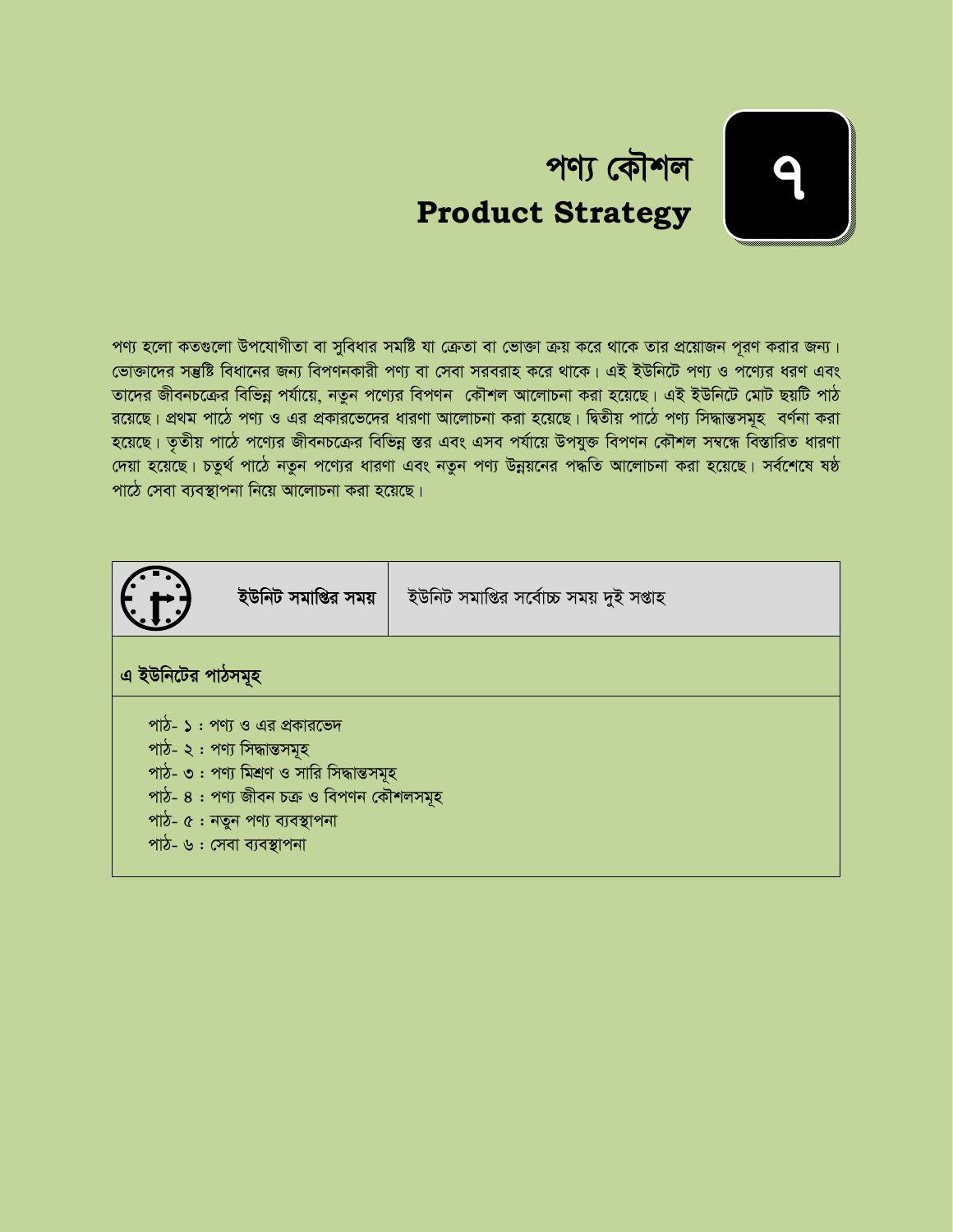# পণ্য কৌশল
# Product Strategy

৭

পণ্য হলো কতগুলো উপযোগীতা বা সুবিধার সমষ্টি যা ক্রেতা বা ভোক্তা ক্রয় করে থাকে তার প্রয়োজন পূরণ করার জন্য। ভোক্তাদের সন্তুষ্টি বিধানের জন্য বিপণনকারী পণ্য বা সেবা সরবরাহ করে থাকে। এই ইউনিটে পণ্য ও পণ্যের ধরণ এবং তাদের জীবনচক্রের বিভিন্ন পর্যায়ে, নতুন পণ্যের বিপণন কৌশল আলোচনা করা হয়েছে। এই ইউনিটে মোট ছয়টি পাঠ রয়েছে। প্রথম পাঠে পণ্য ও এর প্রকারভেদের ধারণা আলোচনা করা হয়েছে। দ্বিতীয় পাঠে পণ্য সিদ্ধান্তসমূহ বর্ণনা করা হয়েছে। তৃতীয় পাঠে পণ্যের জীবনচক্রের বিভিন্ন স্তর এবং এসব পর্যায়ে উপযুক্ত বিপণন কৌশল সম্বন্ধে বিস্তারিত ধারণা দেয়া হয়েছে। চতুর্থ পাঠে নতুন পণ্যের ধারণা এবং নতুন পণ্য উন্নয়নের পদ্ধতি আলোচনা করা হয়েছে। সর্বশেষে ষষ্ঠ পাঠে সেবা ব্যবস্থাপনা নিয়ে আলোচনা করা হয়েছে।

| **ইউনিট সমাপ্তির সময়** | ইউনিট সমাপ্তির সর্বোচ্চ সময় দুই সপ্তাহ |
|---|---|

**এ ইউনিটের পাঠসমূহ**

পাঠ- ১ : পণ্য ও এর প্রকারভেদ  
পাঠ- ২ : পণ্য সিদ্ধান্তসমূহ  
পাঠ- ৩ : পণ্য মিশ্রণ ও সারি সিদ্ধান্তসমূহ  
পাঠ- ৪ : পণ্য জীবন চক্র ও বিপণন কৌশলসমূহ  
পাঠ- ৫ : নতুন পণ্য ব্যবস্থাপনা  
পাঠ- ৬ : সেবা ব্যবস্থাপনা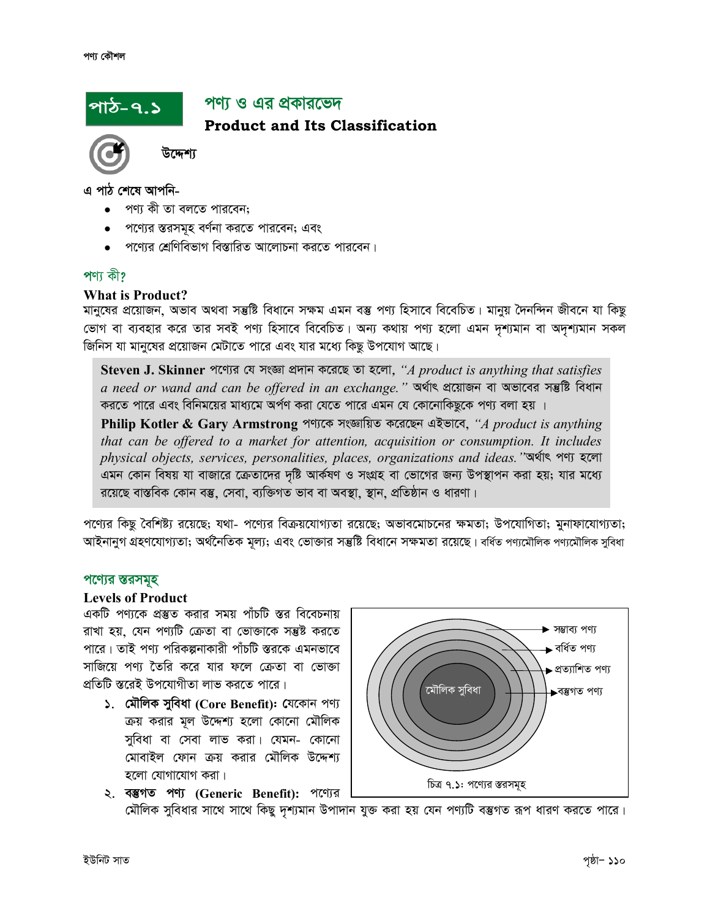## পাঠ-৭.১ পণ্য ও এর প্রকারভেদ

### Product and Its Classification

**উদ্দেশ্য**

**এ পাঠ শেষে আপনি-**

- পণ্য কী তা বলতে পারবেন;
- পণ্যের স্তরসমূহ বর্ণনা করতে পারবেন; এবং
- পণ্যের শ্রেণিবিভাগ বিস্তারিত আলোচনা করতে পারবেন।

### পণ্য কী?

**What is Product?**

মানুষের প্রয়োজন, অভাব অথবা সন্তুষ্টি বিধানে সক্ষম এমন বস্তু পণ্য হিসাবে বিবেচিত। মানুষ দৈনন্দিন জীবনে যা কিছু ভোগ বা ব্যবহার করে তার সবই পণ্য হিসাবে বিবেচিত। অন্য কথায় পণ্য হলো এমন দৃশ্যমান বা অদৃশ্যমান সকল জিনিস যা মানুষের প্রয়োজন মেটাতে পারে এবং যার মধ্যে কিছু উপযোগ আছে।

> **Steven J. Skinner** পণ্যের যে সংজ্ঞা প্রদান করেছে তা হলো, *"A product is anything that satisfies a need or wand and can be offered in an exchange."* অর্থাৎ প্রয়োজন বা অভাবের সন্তুষ্টি বিধান করতে পারে এবং বিনিময়ের মাধ্যমে অর্পণ করা যেতে পারে এমন যে কোনোকিছুকে পণ্য বলা হয় ।
>
> **Philip Kotler & Gary Armstrong** পণ্যকে সংজ্ঞায়িত করেছেন এইভাবে, *"A product is anything that can be offered to a market for attention, acquisition or consumption. It includes physical objects, services, personalities, places, organizations and ideas."*অর্থাৎ পণ্য হলো এমন কোন বিষয় যা বাজারে ক্রেতাদের দৃষ্টি আর্কষণ ও সংগ্রহ বা ভোগের জন্য উপস্থাপন করা হয়; যার মধ্যে রয়েছে বাস্তবিক কোন বস্তু, সেবা, ব্যক্তিগত ভাব বা অবস্থা, স্থান, প্রতিষ্ঠান ও ধারণা।

পণ্যের কিছু বৈশিষ্ট্য রয়েছে; যথা- পণ্যের বিক্রয়যোগ্যতা রয়েছে; অভাবমোচনের ক্ষমতা; উপযোগিতা; মুনাফাযোগ্যতা; আইনানুগ গ্রহণযোগ্যতা; অর্থনৈতিক মূল্য; এবং ভোক্তার সন্তুষ্টি বিধানে সক্ষমতা রয়েছে। বর্ধিত পণ্যমৌলিক পণ্যমৌলিক সুবিধা

### পণ্যের স্তরসমূহ

**Levels of Product**

একটি পণ্যকে প্রস্তুত করার সময় পাঁচটি স্তর বিবেচনায় রাখা হয়, যেন পণ্যটি ক্রেতা বা ভোক্তাকে সন্তুষ্ট করতে পারে। তাই পণ্য পরিকল্পনাকারী পাঁচটি স্তরকে এমনভাবে সাজিয়ে পণ্য তৈরি করে যার ফলে ক্রেতা বা ভোক্তা প্রতিটি স্তরেই উপযোগীতা লাভ করতে পারে।

মৌলিক সুবিধা → বস্তুগত পণ্য → প্রত্যাশিত পণ্য → বর্ধিত পণ্য → সম্ভাব্য পণ্য

চিত্র ৭.১: পণ্যের স্তরসমূহ

১. **মৌলিক সুবিধা (Core Benefit):** যেকোন পণ্য ক্রয় করার মূল উদ্দেশ্য হলো কোনো মৌলিক সুবিধা বা সেবা লাভ করা। যেমন- কোনো মোবাইল ফোন ক্রয় করার মৌলিক উদ্দেশ্য হলো যোগাযোগ করা।

২. **বস্তুগত পণ্য (Generic Benefit):** পণ্যের মৌলিক সুবিধার সাথে সাথে কিছু দৃশ্যমান উপাদান যুক্ত করা হয় যেন পণ্যটি বস্তুগত রূপ ধারণ করতে পারে।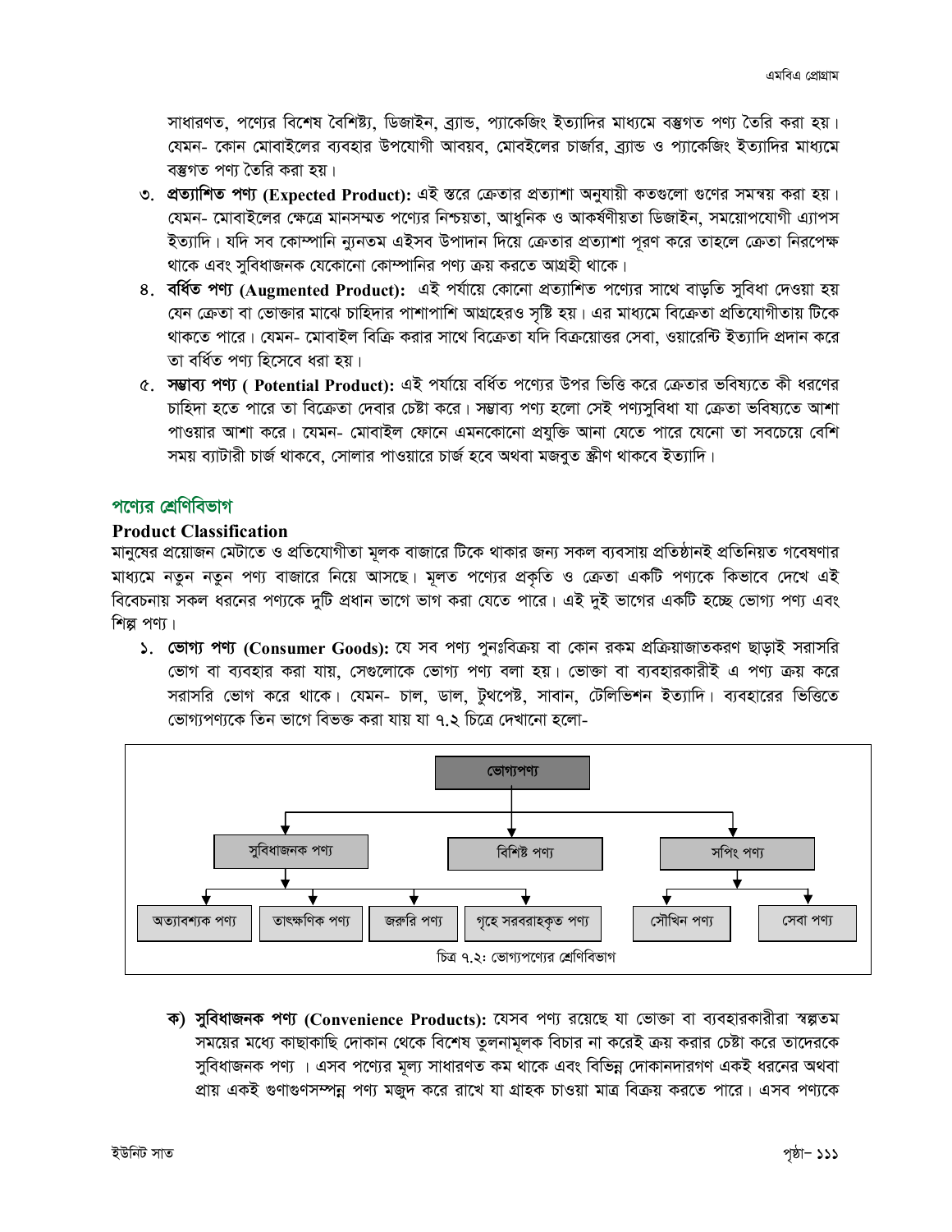সাধারণত, পণ্যের বিশেষ বৈশিষ্ট্য, ডিজাইন, ব্র্যান্ড, প্যাকেজিং ইত্যাদির মাধ্যমে বস্তুগত পণ্য তৈরি করা হয়। যেমন- কোন মোবাইলের ব্যবহার উপযোগী আবয়ব, মোবইলের চার্জার, ব্র্যান্ড ও প্যাকেজিং ইত্যাদির মাধ্যমে বস্তুগত পণ্য তৈরি করা হয়।

৩. **প্রত্যাশিত পণ্য (Expected Product):** এই স্তরে ক্রেতার প্রত্যাশা অনুযায়ী কতগুলো গুণের সমন্বয় করা হয়। যেমন- মোবাইলের ক্ষেত্রে মানসম্মত পণ্যের নিশ্চয়তা, আধুনিক ও আকর্ষণীয়তা ডিজাইন, সময়োপযোগী এ্যাপস ইত্যাদি। যদি সব কোম্পানি ন্যূনতম এইসব উপাদান দিয়ে ক্রেতার প্রত্যাশা পূরণ করে তাহলে ক্রেতা নিরপেক্ষ থাকে এবং সুবিধাজনক যেকোনো কোম্পানির পণ্য ক্রয় করতে আগ্রহী থাকে।

৪. **বর্ধিত পণ্য (Augmented Product):** এই পর্যায়ে কোনো প্রত্যাশিত পণ্যের সাথে বাড়তি সুবিধা দেওয়া হয় যেন ক্রেতা বা ভোক্তার মাঝে চাহিদার পাশাপাশি আগ্রহেরও সৃষ্টি হয়। এর মাধ্যমে বিক্রেতা প্রতিযোগীতায় টিকে থাকতে পারে। যেমন- মোবাইল বিক্রি করার সাথে বিক্রেতা যদি বিক্রয়োত্তর সেবা, ওয়ারেন্টি ইত্যাদি প্রদান করে তা বর্ধিত পণ্য হিসেবে ধরা হয়।

৫. **সম্ভাব্য পণ্য ( Potential Product):** এই পর্যায়ে বর্ধিত পণ্যের উপর ভিত্তি করে ক্রেতার ভবিষ্যতে কী ধরণের চাহিদা হতে পারে তা বিক্রেতা দেবার চেষ্টা করে। সম্ভাব্য পণ্য হলো সেই পণ্যসুবিধা যা ক্রেতা ভবিষ্যতে আশা পাওয়ার আশা করে। যেমন- মোবাইল ফোনে এমনকোনো প্রযুক্তি আনা যেতে পারে যেনো তা সবচেয়ে বেশি সময় ব্যাটারী চার্জ থাকবে, সোলার পাওয়ারে চার্জ হবে অথবা মজবুত স্ক্রীণ থাকবে ইত্যাদি।

## পণ্যের শ্রেণিবিভাগ

### Product Classification

মানুষের প্রয়োজন মেটাতে ও প্রতিযোগীতা মূলক বাজারে টিকে থাকার জন্য সকল ব্যবসায় প্রতিষ্ঠানই প্রতিনিয়ত গবেষণার মাধ্যমে নতুন নতুন পণ্য বাজারে নিয়ে আসছে। মূলত পণ্যের প্রকৃতি ও ক্রেতা একটি পণ্যকে কিভাবে দেখে এই বিবেচনায় সকল ধরনের পণ্যকে দুটি প্রধান ভাগে ভাগ করা যেতে পারে। এই দুই ভাগের একটি হচ্ছে ভোগ্য পণ্য এবং শিল্প পণ্য।

১. **ভোগ্য পণ্য (Consumer Goods):** যে সব পণ্য পুনঃবিক্রয় বা কোন রকম প্রক্রিয়াজাতকরণ ছাড়াই সরাসরি ভোগ বা ব্যবহার করা যায়, সেগুলোকে ভোগ্য পণ্য বলা হয়। ভোক্তা বা ব্যবহারকারীই এ পণ্য ক্রয় করে সরাসরি ভোগ করে থাকে। যেমন- চাল, ডাল, টুথপেষ্ট, সাবান, টেলিভিশন ইত্যাদি। ব্যবহারের ভিত্তিতে ভোগ্যপণ্যকে তিন ভাগে বিভক্ত করা যায় যা ৭.২ চিত্রে দেখানো হলো-

```
ভোগ্যপণ্য
├── সুবিধাজনক পণ্য
│   ├── অত্যাবশ্যক পণ্য
│   ├── তাৎক্ষণিক পণ্য
│   ├── জরুরি পণ্য
│   └── গৃহে সরবরাহকৃত পণ্য
├── বিশিষ্ট পণ্য
└── সপিং পণ্য
    ├── সৌখিন পণ্য
    └── সেবা পণ্য
```

চিত্র ৭.২: ভোগ্যপণ্যের শ্রেণিবিভাগ

ক) **সুবিধাজনক পণ্য (Convenience Products):** যেসব পণ্য রয়েছে যা ভোক্তা বা ব্যবহারকারীরা স্বল্পতম সময়ের মধ্যে কাছাকাছি দোকান থেকে বিশেষ তুলনামূলক বিচার না করেই ক্রয় করার চেষ্টা করে তাদেরকে সুবিধাজনক পণ্য । এসব পণ্যের মূল্য সাধারণত কম থাকে এবং বিভিন্ন দোকানদারগণ একই ধরনের অথবা প্রায় একই গুণাগুণসম্পন্ন পণ্য মজুদ করে রাখে যা গ্রাহক চাওয়া মাত্র বিক্রয় করতে পারে। এসব পণ্যকে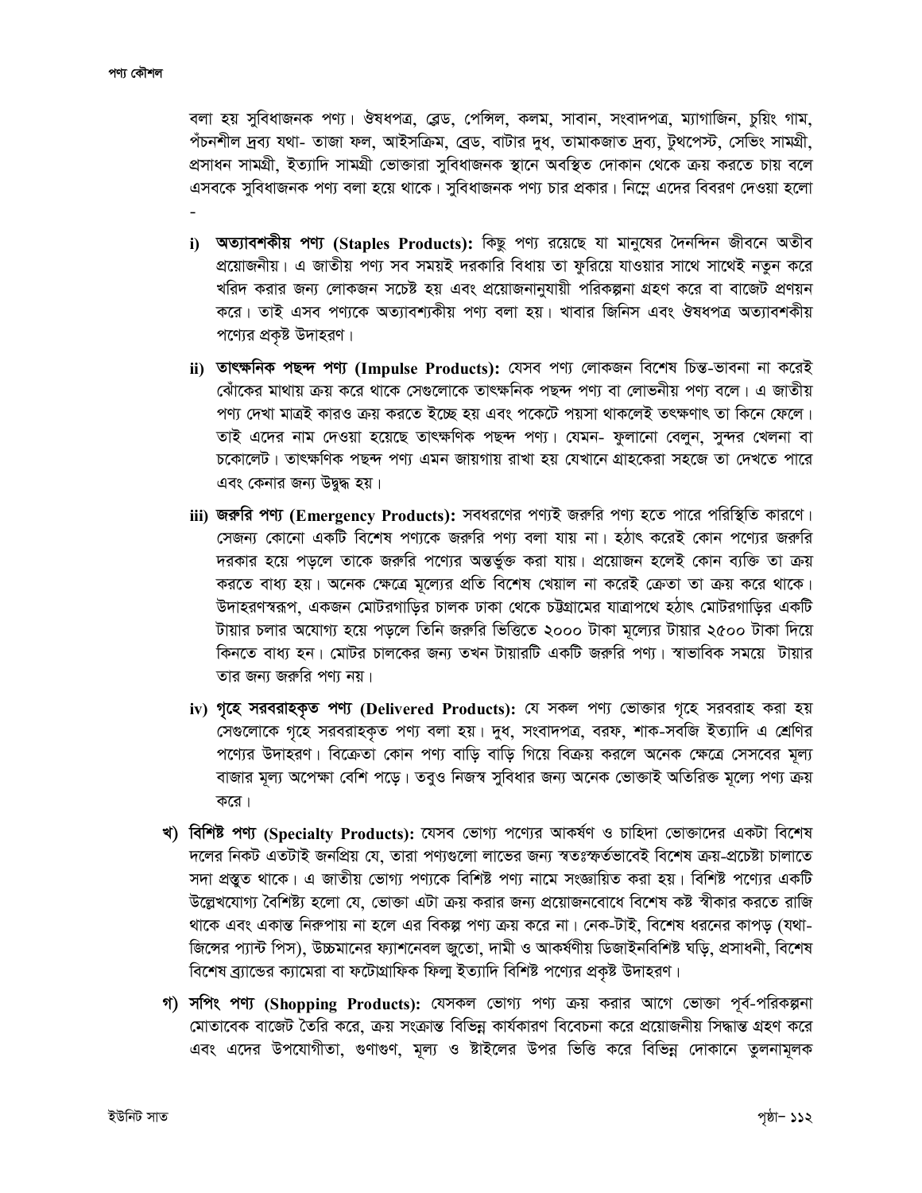বলা হয় সুবিধাজনক পণ্য। ঔষধপত্র, ব্লেড, পেন্সিল, কলম, সাবান, সংবাদপত্র, ম্যাগাজিন, চুয়িং গাম, পঁচনশীল দ্রব্য যথা- তাজা ফল, আইসক্রিম, ব্রেড, বাটার দুধ, তামাকজাত দ্রব্য, টুথপেস্ট, সেভিং সামগ্রী, প্রসাধন সামগ্রী, ইত্যাদি সামগ্রী ভোক্তারা সুবিধাজনক স্থানে অবস্থিত দোকান থেকে ক্রয় করতে চায় বলে এসবকে সুবিধাজনক পণ্য বলা হয়ে থাকে। সুবিধাজনক পণ্য চার প্রকার। নিম্নে এদের বিবরণ দেওয়া হলো -

i) **অত্যাবশকীয় পণ্য (Staples Products):** কিছু পণ্য রয়েছে যা মানুষের দৈনন্দিন জীবনে অতীব প্রয়োজনীয়। এ জাতীয় পণ্য সব সময়ই দরকারি বিধায় তা ফুরিয়ে যাওয়ার সাথে সাথেই নতুন করে খরিদ করার জন্য লোকজন সচেষ্ট হয় এবং প্রয়োজনানুযায়ী পরিকল্পনা গ্রহণ করে বা বাজেট প্রণয়ন করে। তাই এসব পণ্যকে অত্যাবশ্যকীয় পণ্য বলা হয়। খাবার জিনিস এবং ঔষধপত্র অত্যাবশকীয় পণ্যের প্রকৃষ্ট উদাহরণ।

ii) **তাৎক্ষনিক পছন্দ পণ্য (Impulse Products):** যেসব পণ্য লোকজন বিশেষ চিন্ত-ভাবনা না করেই ঝোঁকের মাথায় ক্রয় করে থাকে সেগুলোকে তাৎক্ষনিক পছন্দ পণ্য বা লোভনীয় পণ্য বলে। এ জাতীয় পণ্য দেখা মাত্রই কারও ক্রয় করতে ইচ্ছে হয় এবং পকেটে পয়সা থাকলেই তৎক্ষণাৎ তা কিনে ফেলে। তাই এদের নাম দেওয়া হয়েছে তাৎক্ষণিক পছন্দ পণ্য। যেমন- ফুলানো বেলুন, সুন্দর খেলনা বা চকোলেট। তাৎক্ষণিক পছন্দ পণ্য এমন জায়গায় রাখা হয় যেখানে গ্রাহকেরা সহজে তা দেখতে পারে এবং কেনার জন্য উদ্বুদ্ধ হয়।

iii) **জরুরি পণ্য (Emergency Products):** সবধরণের পণ্যই জরুরি পণ্য হতে পারে পরিস্থিতি কারণে। সেজন্য কোনো একটি বিশেষ পণ্যকে জরুরি পণ্য বলা যায় না। হঠাৎ করেই কোন পণ্যের জরুরি দরকার হয়ে পড়লে তাকে জরুরি পণ্যের অন্তর্ভুক্ত করা যায়। প্রয়োজন হলেই কোন ব্যক্তি তা ক্রয় করতে বাধ্য হয়। অনেক ক্ষেত্রে মূল্যের প্রতি বিশেষ খেয়াল না করেই ক্রেতা তা ক্রয় করে থাকে। উদাহরণস্বরূপ, একজন মোটরগাড়ির চালক ঢাকা থেকে চট্টগ্রামের যাত্রাপথে হঠাৎ মোটরগাড়ির একটি টায়ার চলার অযোগ্য হয়ে পড়লে তিনি জরুরি ভিত্তিতে ২০০০ টাকা মূল্যের টায়ার ২৫০০ টাকা দিয়ে কিনতে বাধ্য হন। মোটর চালকের জন্য তখন টায়ারটি একটি জরুরি পণ্য। স্বাভাবিক সময়ে টায়ার তার জন্য জরুরি পণ্য নয়।

iv) **গৃহে সরবরাহকৃত পণ্য (Delivered Products):** যে সকল পণ্য ভোক্তার গৃহে সরবরাহ করা হয় সেগুলোকে গৃহে সরবরাহকৃত পণ্য বলা হয়। দুধ, সংবাদপত্র, বরফ, শাক-সবজি ইত্যাদি এ শ্রেণির পণ্যের উদাহরণ। বিক্রেতা কোন পণ্য বাড়ি বাড়ি গিয়ে বিক্রয় করলে অনেক ক্ষেত্রে সেসবের মূল্য বাজার মূল্য অপেক্ষা বেশি পড়ে। তবুও নিজস্ব সুবিধার জন্য অনেক ভোক্তাই অতিরিক্ত মূল্যে পণ্য ক্রয় করে।

**খ) বিশিষ্ট পণ্য (Specialty Products):** যেসব ভোগ্য পণ্যের আকর্ষণ ও চাহিদা ভোক্তাদের একটা বিশেষ দলের নিকট এতটাই জনপ্রিয় যে, তারা পণ্যগুলো লাভের জন্য স্বতঃস্ফর্তভাবেই বিশেষ ক্রয়-প্রচেষ্টা চালাতে সদা প্রস্তুত থাকে। এ জাতীয় ভোগ্য পণ্যকে বিশিষ্ট পণ্য নামে সংজ্ঞায়িত করা হয়। বিশিষ্ট পণ্যের একটি উল্লেখযোগ্য বৈশিষ্ট্য হলো যে, ভোক্তা এটা ক্রয় করার জন্য প্রয়োজনবোধে বিশেষ কষ্ট স্বীকার করতে রাজি থাকে এবং একান্ত নিরুপায় না হলে এর বিকল্প পণ্য ক্রয় করে না। নেক-টাই, বিশেষ ধরনের কাপড় (যথা- জিন্সের প্যান্ট পিস), উচ্চমানের ফ্যাশনেবল জুতো, দামী ও আকর্ষণীয় ডিজাইনবিশিষ্ট ঘড়ি, প্রসাধনী, বিশেষ বিশেষ ব্র্যান্ডের ক্যামেরা বা ফটোগ্রাফিক ফিল্ম ইত্যাদি বিশিষ্ট পণ্যের প্রকৃষ্ট উদাহরণ।

**গ) সপিং পণ্য (Shopping Products):** যেসকল ভোগ্য পণ্য ক্রয় করার আগে ভোক্তা পূর্ব-পরিকল্পনা মোতাবেক বাজেট তৈরি করে, ক্রয় সংক্রান্ত বিভিন্ন কার্যকারণ বিবেচনা করে প্রয়োজনীয় সিদ্ধান্ত গ্রহণ করে এবং এদের উপযোগীতা, গুণাগুণ, মূল্য ও ষ্টাইলের উপর ভিত্তি করে বিভিন্ন দোকানে তুলনামূলক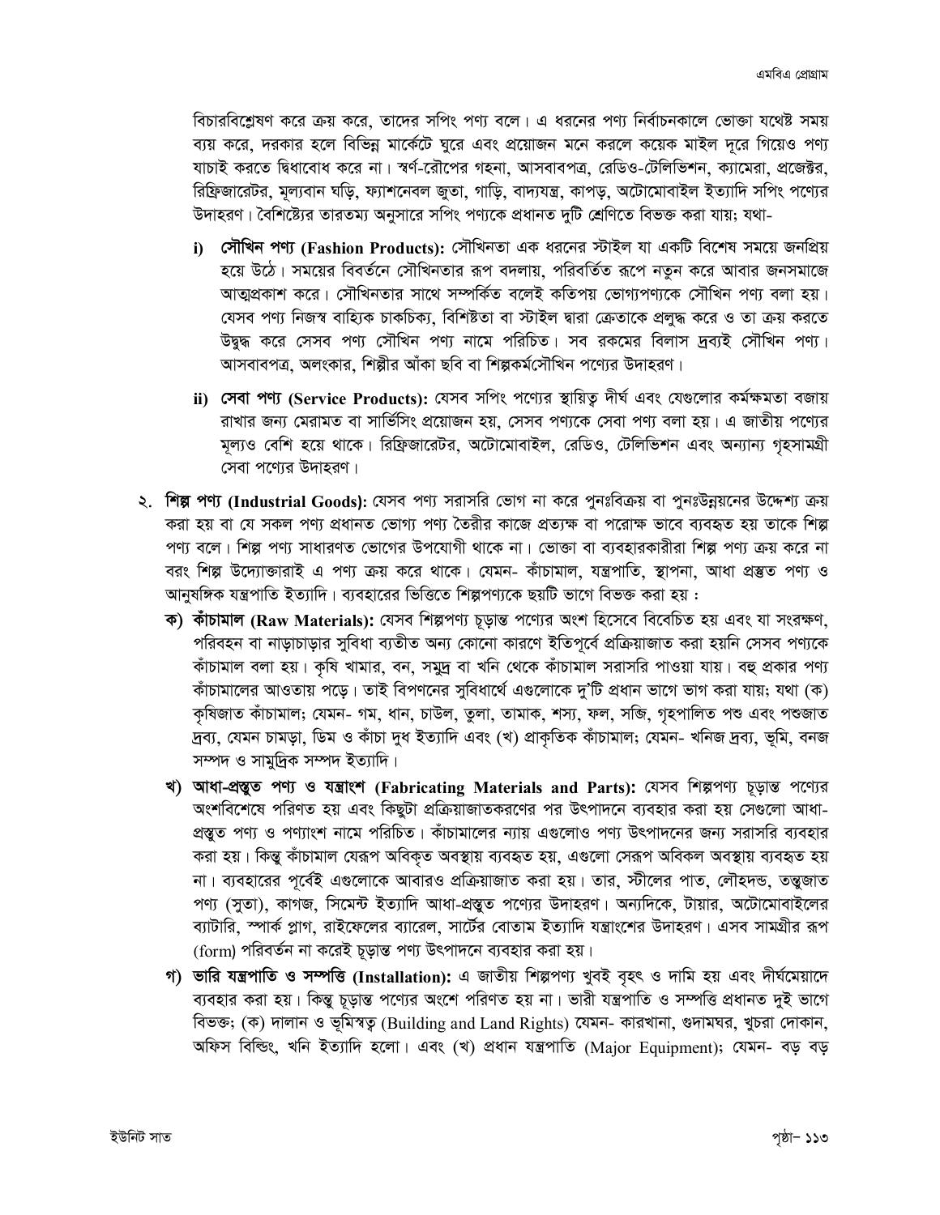বিচারবিশ্লেষণ করে ক্রয় করে, তাদের সপিং পণ্য বলে। এ ধরনের পণ্য নির্বাচনকালে ভোক্তা যথেষ্ট সময় ব্যয় করে, দরকার হলে বিভিন্ন মার্কেটে ঘুরে এবং প্রয়োজন মনে করলে কয়েক মাইল দূরে গিয়েও পণ্য যাচাই করতে দ্বিধাবোধ করে না। স্বর্ণ-রৌপের গহনা, আসবাবপত্র, রেডিও-টেলিভিশন, ক্যামেরা, প্রজেক্টর, রিফ্রিজারেটর, মূল্যবান ঘড়ি, ফ্যাশনেবল জুতা, গাড়ি, বাদ্যযন্ত্র, কাপড়, অটোমোবাইল ইত্যাদি সপিং পণ্যের উদাহরণ। বৈশিষ্ট্যের তারতম্য অনুসারে সপিং পণ্যকে প্রধানত দুটি শ্রেণিতে বিভক্ত করা যায়; যথা-

i) **সৌখিন পণ্য (Fashion Products):** সৌখিনতা এক ধরনের স্টাইল যা একটি বিশেষ সময়ে জনপ্রিয় হয়ে উঠে। সময়ের বিবর্তনে সৌখিনতার রূপ বদলায়, পরিবর্তিত রূপে নতুন করে আবার জনসমাজে আত্মপ্রকাশ করে। সৌখিনতার সাথে সম্পর্কিত বলেই কতিপয় ভোগ্যপণ্যকে সৌখিন পণ্য বলা হয়। যেসব পণ্য নিজস্ব বাহ্যিক চাকচিক্য, বিশিষ্টতা বা স্টাইল দ্বারা ক্রেতাকে প্রলুব্ধ করে ও তা ক্রয় করতে উদ্বুদ্ধ করে সেসব পণ্য সৌখিন পণ্য নামে পরিচিত। সব রকমের বিলাস দ্রব্যই সৌখিন পণ্য। আসবাবপত্র, অলংকার, শিল্পীর আঁকা ছবি বা শিল্পকর্মসৌখিন পণ্যের উদাহরণ।

ii) **সেবা পণ্য (Service Products):** যেসব সপিং পণ্যের স্থায়িত্ব দীর্ঘ এবং যেগুলোর কর্মক্ষমতা বজায় রাখার জন্য মেরামত বা সার্ভিসিং প্রয়োজন হয়, সেসব পণ্যকে সেবা পণ্য বলা হয়। এ জাতীয় পণ্যের মূল্যও বেশি হয়ে থাকে। রিফ্রিজারেটর, অটোমোবাইল, রেডিও, টেলিভিশন এবং অন্যান্য গৃহসামগ্রী সেবা পণ্যের উদাহরণ।

২. **শিল্প পণ্য (Industrial Goods):** যেসব পণ্য সরাসরি ভোগ না করে পুনঃবিক্রয় বা পুনঃউন্নয়নের উদ্দেশ্য ক্রয় করা হয় বা যে সকল পণ্য প্রধানত ভোগ্য পণ্য তৈরীর কাজে প্রত্যক্ষ বা পরোক্ষ ভাবে ব্যবহৃত হয় তাকে শিল্প পণ্য বলে। শিল্প পণ্য সাধারণত ভোগের উপযোগী থাকে না। ভোক্তা বা ব্যবহারকারীরা শিল্প পণ্য ক্রয় করে না বরং শিল্প উদ্যোক্তারাই এ পণ্য ক্রয় করে থাকে। যেমন- কাঁচামাল, যন্ত্রপাতি, স্থাপনা, আধা প্রস্তুত পণ্য ও আনুষঙ্গিক যন্ত্রপাতি ইত্যাদি। ব্যবহারের ভিত্তিতে শিল্পপণ্যকে ছয়টি ভাগে বিভক্ত করা হয় :

**ক) কাঁচামাল (Raw Materials):** যেসব শিল্পপণ্য চূড়ান্ত পণ্যের অংশ হিসেবে বিবেচিত হয় এবং যা সংরক্ষণ, পরিবহন বা নাড়াচাড়ার সুবিধা ব্যতীত অন্য কোনো কারণে ইতিপূর্বে প্রক্রিয়াজাত করা হয়নি সেসব পণ্যকে কাঁচামাল বলা হয়। কৃষি খামার, বন, সমুদ্র বা খনি থেকে কাঁচামাল সরাসরি পাওয়া যায়। বহু প্রকার পণ্য কাঁচামালের আওতায় পড়ে। তাই বিপণনের সুবিধার্থে এগুলোকে দু'টি প্রধান ভাগে ভাগ করা যায়; যথা (ক) কৃষিজাত কাঁচামাল; যেমন- গম, ধান, চাউল, তুলা, তামাক, শস্য, ফল, সব্জি, গৃহপালিত পশু এবং পশুজাত দ্রব্য, যেমন চামড়া, ডিম ও কাঁচা দুধ ইত্যাদি এবং (খ) প্রাকৃতিক কাঁচামাল; যেমন- খনিজ দ্রব্য, ভূমি, বনজ সম্পদ ও সামুদ্রিক সম্পদ ইত্যাদি।

**খ) আধা-প্রস্তুত পণ্য ও যন্ত্রাংশ (Fabricating Materials and Parts):** যেসব শিল্পপণ্য চূড়ান্ত পণ্যের অংশবিশেষে পরিণত হয় এবং কিছুটা প্রক্রিয়াজাতকরণের পর উৎপাদনে ব্যবহার করা হয় সেগুলো আধা-প্রস্তুত পণ্য ও পণ্যাংশ নামে পরিচিত। কাঁচামালের ন্যায় এগুলোও পণ্য উৎপাদনের জন্য সরাসরি ব্যবহার করা হয়। কিন্তু কাঁচামাল যেরূপ অবিকৃত অবস্থায় ব্যবহৃত হয়, এগুলো সেরূপ অবিকল অবস্থায় ব্যবহৃত হয় না। ব্যবহারের পূর্বেই এগুলোকে আবারও প্রক্রিয়াজাত করা হয়। তার, স্টীলের পাত, লৌহদন্ড, তন্তুজাত পণ্য (সুতা), কাগজ, সিমেন্ট ইত্যাদি আধা-প্রস্তুত পণ্যের উদাহরণ। অন্যদিকে, টায়ার, অটোমোবাইলের ব্যাটারি, স্পার্ক প্লাগ, রাইফেলের ব্যারেল, সার্টের বোতাম ইত্যাদি যন্ত্রাংশের উদাহরণ। এসব সামগ্রীর রূপ (form) পরিবর্তন না করেই চূড়ান্ত পণ্য উৎপাদনে ব্যবহার করা হয়।

**গ) ভারি যন্ত্রপাতি ও সম্পত্তি (Installation):** এ জাতীয় শিল্পপণ্য খুবই বৃহৎ ও দামি হয় এবং দীর্ঘমেয়াদে ব্যবহার করা হয়। কিন্তু চূড়ান্ত পণ্যের অংশে পরিণত হয় না। ভারী যন্ত্রপাতি ও সম্পত্তি প্রধানত দুই ভাগে বিভক্ত; (ক) দালান ও ভূমিস্বত্ব (Building and Land Rights) যেমন- কারখানা, গুদামঘর, খুচরা দোকান, অফিস বিল্ডিং, খনি ইত্যাদি হলো। এবং (খ) প্রধান যন্ত্রপাতি (Major Equipment); যেমন- বড় বড়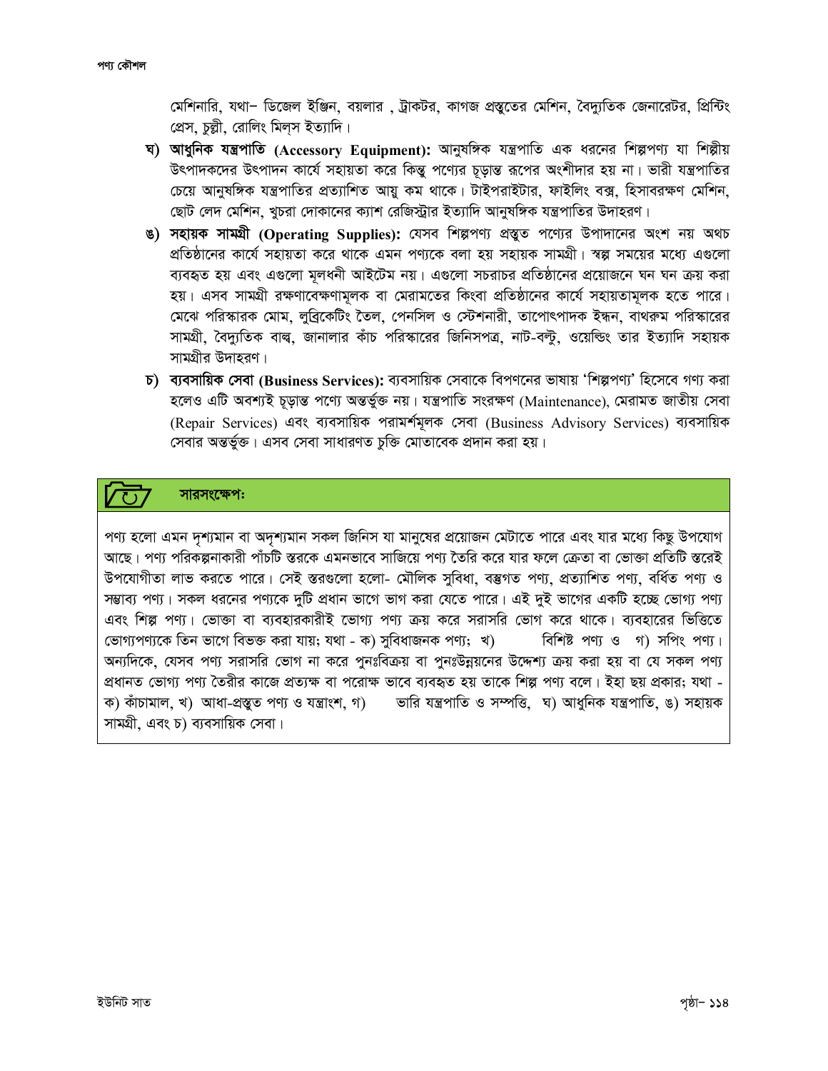মেশিনারি, যথা– ডিজেল ইঞ্জিন, বয়লার , ট্রাকটর, কাগজ প্রস্তুতের মেশিন, বৈদ্যুতিক জেনারেটর, প্রিন্টিং প্রেস, চুল্লী, রোলিং মিল্‌স ইত্যাদি।

ঘ) **আধুনিক যন্ত্রপাতি (Accessory Equipment):** আনুষঙ্গিক যন্ত্রপাতি এক ধরনের শিল্পপণ্য যা শিল্পীয় উৎপাদকদের উৎপাদন কার্যে সহায়তা করে কিন্তু পণ্যের চূড়ান্ত রূপের অংশীদার হয় না। ভারী যন্ত্রপাতির চেয়ে আনুষঙ্গিক যন্ত্রপাতির প্রত্যাশিত আয়ু কম থাকে। টাইপরাইটার, ফাইলিং বক্স, হিসাবরক্ষণ মেশিন, ছোট লেদ মেশিন, খুচরা দোকানের ক্যাশ রেজিস্ট্রার ইত্যাদি আনুষঙ্গিক যন্ত্রপাতির উদাহরণ।

ঙ) **সহায়ক সামগ্রী (Operating Supplies):** যেসব শিল্পপণ্য প্রস্তুত পণ্যের উপাদানের অংশ নয় অথচ প্রতিষ্ঠানের কার্যে সহায়তা করে থাকে এমন পণ্যকে বলা হয় সহায়ক সামগ্রী। স্বল্প সময়ের মধ্যে এগুলো ব্যবহৃত হয় এবং এগুলো মূলধনী আইটেম নয়। এগুলো সচরাচর প্রতিষ্ঠানের প্রয়োজনে ঘন ঘন ক্রয় করা হয়। এসব সামগ্রী রক্ষণাবেক্ষণামূলক বা মেরামতের কিংবা প্রতিষ্ঠানের কার্যে সহায়তামূলক হতে পারে। মেঝে পরিস্কারক মোম, লুব্রিকেটিং তৈল, পেনসিল ও স্টেশনারী, তাপোৎপাদক ইন্ধন, বাথরুম পরিস্কারের সামগ্রী, বৈদ্যুতিক বাল্ব, জানালার কাঁচ পরিস্কারের জিনিসপত্র, নাট-বল্টু, ওয়েল্ডিং তার ইত্যাদি সহায়ক সামগ্রীর উদাহরণ।

চ) **ব্যবসায়িক সেবা (Business Services):** ব্যবসায়িক সেবাকে বিপণনের ভাষায় 'শিল্পপণ্য' হিসেবে গণ্য করা হলেও এটি অবশ্যই চূড়ান্ত পণ্যে অন্তর্ভুক্ত নয়। যন্ত্রপাতি সংরক্ষণ (Maintenance), মেরামত জাতীয় সেবা (Repair Services) এবং ব্যবসায়িক পরামর্শমূলক সেবা (Business Advisory Services) ব্যবসায়িক সেবার অন্তর্ভুক্ত। এসব সেবা সাধারণত চুক্তি মোতাবেক প্রদান করা হয়।

## সারসংক্ষেপঃ

পণ্য হলো এমন দৃশ্যমান বা অদৃশ্যমান সকল জিনিস যা মানুষের প্রয়োজন মেটাতে পারে এবং যার মধ্যে কিছু উপযোগ আছে। পণ্য পরিকল্পনাকারী পাঁচটি স্তরকে এমনভাবে সাজিয়ে পণ্য তৈরি করে যার ফলে ক্রেতা বা ভোক্তা প্রতিটি স্তরেই উপযোগীতা লাভ করতে পারে। সেই স্তরগুলো হলো- মৌলিক সুবিধা, বস্তুগত পণ্য, প্রত্যাশিত পণ্য, বর্ধিত পণ্য ও সম্ভাব্য পণ্য। সকল ধরনের পণ্যকে দুটি প্রধান ভাগে ভাগ করা যেতে পারে। এই দুই ভাগের একটি হচ্ছে ভোগ্য পণ্য এবং শিল্প পণ্য। ভোক্তা বা ব্যবহারকারীই ভোগ্য পণ্য ক্রয় করে সরাসরি ভোগ করে থাকে। ব্যবহারের ভিত্তিতে ভোগ্যপণ্যকে তিন ভাগে বিভক্ত করা যায়; যথা - ক) সুবিধাজনক পণ্য; খ) বিশিষ্ট পণ্য ও গ) সপিং পণ্য। অন্যদিকে, যেসব পণ্য সরাসরি ভোগ না করে পুনঃবিক্রয় বা পুনঃউন্নয়নের উদ্দেশ্য ক্রয় করা হয় বা যে সকল পণ্য প্রধানত ভোগ্য পণ্য তৈরীর কাজে প্রত্যক্ষ বা পরোক্ষ ভাবে ব্যবহৃত হয় তাকে শিল্প পণ্য বলে। ইহা ছয় প্রকার; যথা - ক) কাঁচামাল, খ) আধা-প্রস্তুত পণ্য ও যন্ত্রাংশ, গ) ভারি যন্ত্রপাতি ও সম্পত্তি, ঘ) আধুনিক যন্ত্রপাতি, ঙ) সহায়ক সামগ্রী, এবং চ) ব্যবসায়িক সেবা।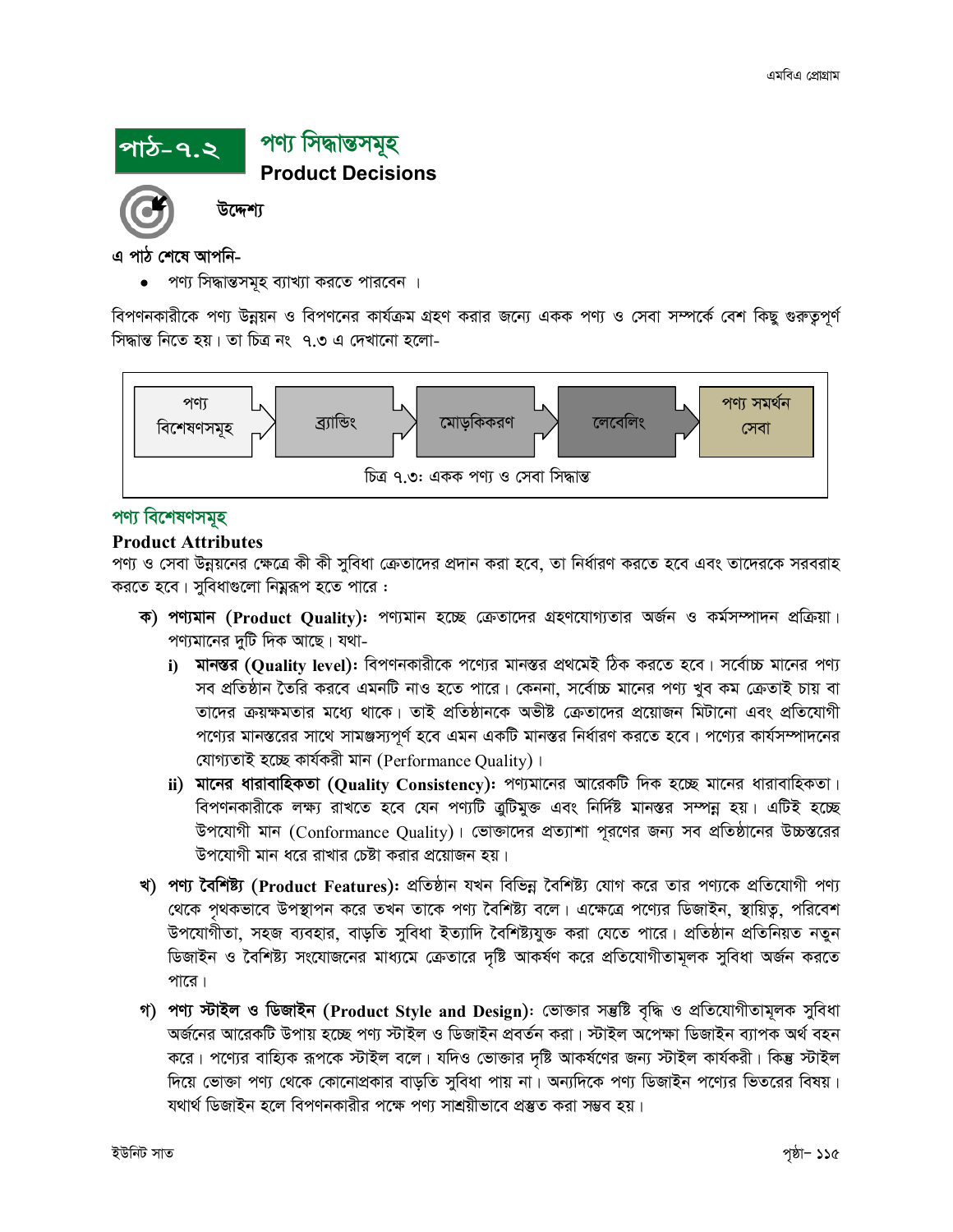# পাঠ-৭.২ পণ্য সিদ্ধান্তসমূহ

## Product Decisions

**উদ্দেশ্য**

**এ পাঠ শেষে আপনি-**

- পণ্য সিদ্ধান্তসমূহ ব্যাখ্যা করতে পারবেন ।

বিপণনকারীকে পণ্য উন্নয়ন ও বিপণনের কার্যক্রম গ্রহণ করার জন্যে একক পণ্য ও সেবা সম্পর্কে বেশ কিছু গুরুত্বপূর্ণ সিদ্ধান্ত নিতে হয়। তা চিত্র নং ৭.৩ এ দেখানো হলো-

পণ্য বিশেষণসমূহ → ব্র্যান্ডিং → মোড়কিকরণ → লেবেলিং → পণ্য সমর্থন সেবা

চিত্র ৭.৩: একক পণ্য ও সেবা সিদ্ধান্ত

## পণ্য বিশেষণসমূহ

### Product Attributes

পণ্য ও সেবা উন্নয়নের ক্ষেত্রে কী কী সুবিধা ক্রেতাদের প্রদান করা হবে, তা নির্ধারণ করতে হবে এবং তাদেরকে সরবরাহ করতে হবে। সুবিধাগুলো নিম্নরূপ হতে পারে :

**ক) পণ্যমান (Product Quality):** পণ্যমান হচ্ছে ক্রেতাদের গ্রহণযোগ্যতার অর্জন ও কর্মসম্পাদন প্রক্রিয়া। পণ্যমানের দুটি দিক আছে। যথা-

i) **মানস্তর (Quality level):** বিপণনকারীকে পণ্যের মানস্তর প্রথমেই ঠিক করতে হবে। সর্বোচ্চ মানের পণ্য সব প্রতিষ্ঠান তৈরি করবে এমনটি নাও হতে পারে। কেননা, সর্বোচ্চ মানের পণ্য খুব কম ক্রেতাই চায় বা তাদের ক্রয়ক্ষমতার মধ্যে থাকে। তাই প্রতিষ্ঠানকে অভীষ্ট ক্রেতাদের প্রয়োজন মিটানো এবং প্রতিযোগী পণ্যের মানস্তরের সাথে সামঞ্জস্যপূর্ণ হবে এমন একটি মানস্তর নির্ধারণ করতে হবে। পণ্যের কার্যসম্পাদনের যোগ্যতাই হচ্ছে কার্যকরী মান (Performance Quality)।

ii) **মানের ধারাবাহিকতা (Quality Consistency):** পণ্যমানের আরেকটি দিক হচ্ছে মানের ধারাবাহিকতা। বিপণনকারীকে লক্ষ্য রাখতে হবে যেন পণ্যটি ত্রুটিমুক্ত এবং নির্দিষ্ট মানস্তর সম্পন্ন হয়। এটিই হচ্ছে উপযোগী মান (Conformance Quality)। ভোক্তাদের প্রত্যাশা পূরণের জন্য সব প্রতিষ্ঠানের উচ্চস্তরের উপযোগী মান ধরে রাখার চেষ্টা করার প্রয়োজন হয়।

**খ) পণ্য বৈশিষ্ট্য (Product Features):** প্রতিষ্ঠান যখন বিভিন্ন বৈশিষ্ট্য যোগ করে তার পণ্যকে প্রতিযোগী পণ্য থেকে পৃথকভাবে উপস্থাপন করে তখন তাকে পণ্য বৈশিষ্ট্য বলে। এক্ষেত্রে পণ্যের ডিজাইন, স্থায়িত্ব, পরিবেশ উপযোগীতা, সহজ ব্যবহার, বাড়তি সুবিধা ইত্যাদি বৈশিষ্ট্যযুক্ত করা যেতে পারে। প্রতিষ্ঠান প্রতিনিয়ত নতুন ডিজাইন ও বৈশিষ্ট্য সংযোজনের মাধ্যমে ক্রেতারে দৃষ্টি আকর্ষণ করে প্রতিযোগীতামূলক সুবিধা অর্জন করতে পারে।

**গ) পণ্য স্টাইল ও ডিজাইন (Product Style and Design):** ভোক্তার সন্তুষ্টি বৃদ্ধি ও প্রতিযোগীতামূলক সুবিধা অর্জনের আরেকটি উপায় হচ্ছে পণ্য স্টাইল ও ডিজাইন প্রবর্তন করা। স্টাইল অপেক্ষা ডিজাইন ব্যাপক অর্থ বহন করে। পণ্যের বাহ্যিক রূপকে স্টাইল বলে। যদিও ভোক্তার দৃষ্টি আকর্ষণের জন্য স্টাইল কার্যকরী। কিন্তু স্টাইল দিয়ে ভোক্তা পণ্য থেকে কোনোপ্রকার বাড়তি সুবিধা পায় না। অন্যদিকে পণ্য ডিজাইন পণ্যের ভিতরের বিষয়। যথার্থ ডিজাইন হলে বিপণনকারীর পক্ষে পণ্য সাশ্রয়ীভাবে প্রস্তুত করা সম্ভব হয়।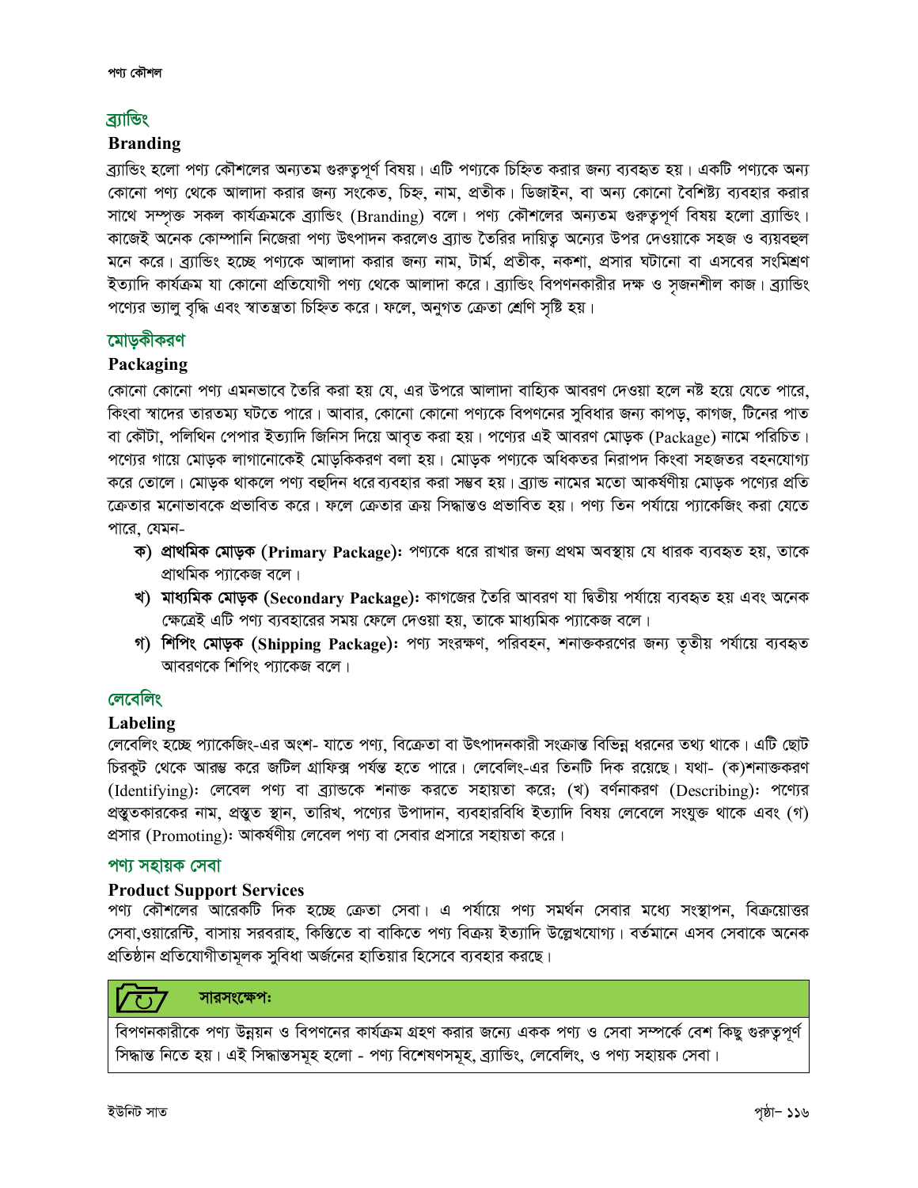## ব্র্যান্ডিং

### Branding

ব্র্যান্ডিং হলো পণ্য কৌশলের অন্যতম গুরুত্বপূর্ণ বিষয়। এটি পণ্যকে চিহ্নিত করার জন্য ব্যবহৃত হয়। একটি পণ্যকে অন্য কোনো পণ্য থেকে আলাদা করার জন্য সংকেত, চিহ্ন, নাম, প্রতীক। ডিজাইন, বা অন্য কোনো বৈশিষ্ট্য ব্যবহার করার সাথে সম্পৃক্ত সকল কার্যক্রমকে ব্র্যান্ডিং (Branding) বলে। পণ্য কৌশলের অন্যতম গুরুত্বপূর্ণ বিষয় হলো ব্র্যান্ডিং। কাজেই অনেক কোম্পানি নিজেরা পণ্য উৎপাদন করলেও ব্র্যান্ড তৈরির দায়িত্ব অন্যের উপর দেওয়াকে সহজ ও ব্যয়বহুল মনে করে। ব্র্যান্ডিং হচ্ছে পণ্যকে আলাদা করার জন্য নাম, টার্ম, প্রতীক, নকশা, প্রসার ঘটানো বা এসবের সংমিশ্রণ ইত্যাদি কার্যক্রম যা কোনো প্রতিযোগী পণ্য থেকে আলাদা করে। ব্র্যান্ডিং বিপণনকারীর দক্ষ ও সৃজনশীল কাজ। ব্র্যান্ডিং পণ্যের ভ্যালু বৃদ্ধি এবং স্বাতন্ত্রতা চিহ্নিত করে। ফলে, অনুগত ক্রেতা শ্রেণি সৃষ্টি হয়।

## মোড়কীকরণ

### Packaging

কোনো কোনো পণ্য এমনভাবে তৈরি করা হয় যে, এর উপরে আলাদা বাহ্যিক আবরণ দেওয়া হলে নষ্ট হয়ে যেতে পারে, কিংবা স্বাদের তারতম্য ঘটতে পারে। আবার, কোনো কোনো পণ্যকে বিপণনের সুবিধার জন্য কাপড়, কাগজ, টিনের পাত বা কৌটা, পলিথিন পেপার ইত্যাদি জিনিস দিয়ে আবৃত করা হয়। পণ্যের এই আবরণ মোড়ক (Package) নামে পরিচিত। পণ্যের গায়ে মোড়ক লাগানোকেই মোড়কিকরণ বলা হয়। মোড়ক পণ্যকে অধিকতর নিরাপদ কিংবা সহজতর বহনযোগ্য করে তোলে। মোড়ক থাকলে পণ্য বহুদিন ধরে ব্যবহার করা সম্ভব হয়। ব্র্যান্ড নামের মতো আকর্ষণীয় মোড়ক পণ্যের প্রতি ক্রেতার মনোভাবকে প্রভাবিত করে। ফলে ক্রেতার ক্রয় সিদ্ধান্তও প্রভাবিত হয়। পণ্য তিন পর্যায়ে প্যাকেজিং করা যেতে পারে, যেমন-

- **ক) প্রাথমিক মোড়ক (Primary Package):** পণ্যকে ধরে রাখার জন্য প্রথম অবস্থায় যে ধারক ব্যবহৃত হয়, তাকে প্রাথমিক প্যাকেজ বলে।
- **খ) মাধ্যমিক মোড়ক (Secondary Package):** কাগজের তৈরি আবরণ যা দ্বিতীয় পর্যায়ে ব্যবহৃত হয় এবং অনেক ক্ষেত্রেই এটি পণ্য ব্যবহারের সময় ফেলে দেওয়া হয়, তাকে মাধ্যমিক প্যাকেজ বলে।
- **গ) শিপিং মোড়ক (Shipping Package):** পণ্য সংরক্ষণ, পরিবহন, শনাক্তকরণের জন্য তৃতীয় পর্যায়ে ব্যবহৃত আবরণকে শিপিং প্যাকেজ বলে।

## লেবেলিং

### Labeling

লেবেলিং হচ্ছে প্যাকেজিং-এর অংশ- যাতে পণ্য, বিক্রেতা বা উৎপাদনকারী সংক্রান্ত বিভিন্ন ধরনের তথ্য থাকে। এটি ছোট চিরকুট থেকে আরম্ভ করে জটিল গ্রাফিক্স পর্যন্ত হতে পারে। লেবেলিং-এর তিনটি দিক রয়েছে। যথা- (ক)শনাক্তকরণ (Identifying): লেবেল পণ্য বা ব্র্যান্ডকে শনাক্ত করতে সহায়তা করে; (খ) বর্ণনাকরণ (Describing): পণ্যের প্রস্তুতকারকের নাম, প্রস্তুত স্থান, তারিখ, পণ্যের উপাদান, ব্যবহারবিধি ইত্যাদি বিষয় লেবেলে সংযুক্ত থাকে এবং (গ) প্রসার (Promoting): আকর্ষণীয় লেবেল পণ্য বা সেবার প্রসারে সহায়তা করে।

## পণ্য সহায়ক সেবা

### Product Support Services

পণ্য কৌশলের আরেকটি দিক হচ্ছে ক্রেতা সেবা। এ পর্যায়ে পণ্য সমর্থন সেবার মধ্যে সংস্থাপন, বিক্রয়োত্তর সেবা,ওয়ারেন্টি, বাসায় সরবরাহ, কিস্তিতে বা বাকিতে পণ্য বিক্রয় ইত্যাদি উল্লেখযোগ্য। বর্তমানে এসব সেবাকে অনেক প্রতিষ্ঠান প্রতিযোগীতামূলক সুবিধা অর্জনের হাতিয়ার হিসেবে ব্যবহার করছে।

**সারসংক্ষেপ:**

বিপণনকারীকে পণ্য উন্নয়ন ও বিপণনের কার্যক্রম গ্রহণ করার জন্যে একক পণ্য ও সেবা সম্পর্কে বেশ কিছু গুরুত্বপূর্ণ সিদ্ধান্ত নিতে হয়। এই সিদ্ধান্তসমূহ হলো - পণ্য বিশেষণসমূহ, ব্র্যান্ডিং, লেবেলিং, ও পণ্য সহায়ক সেবা।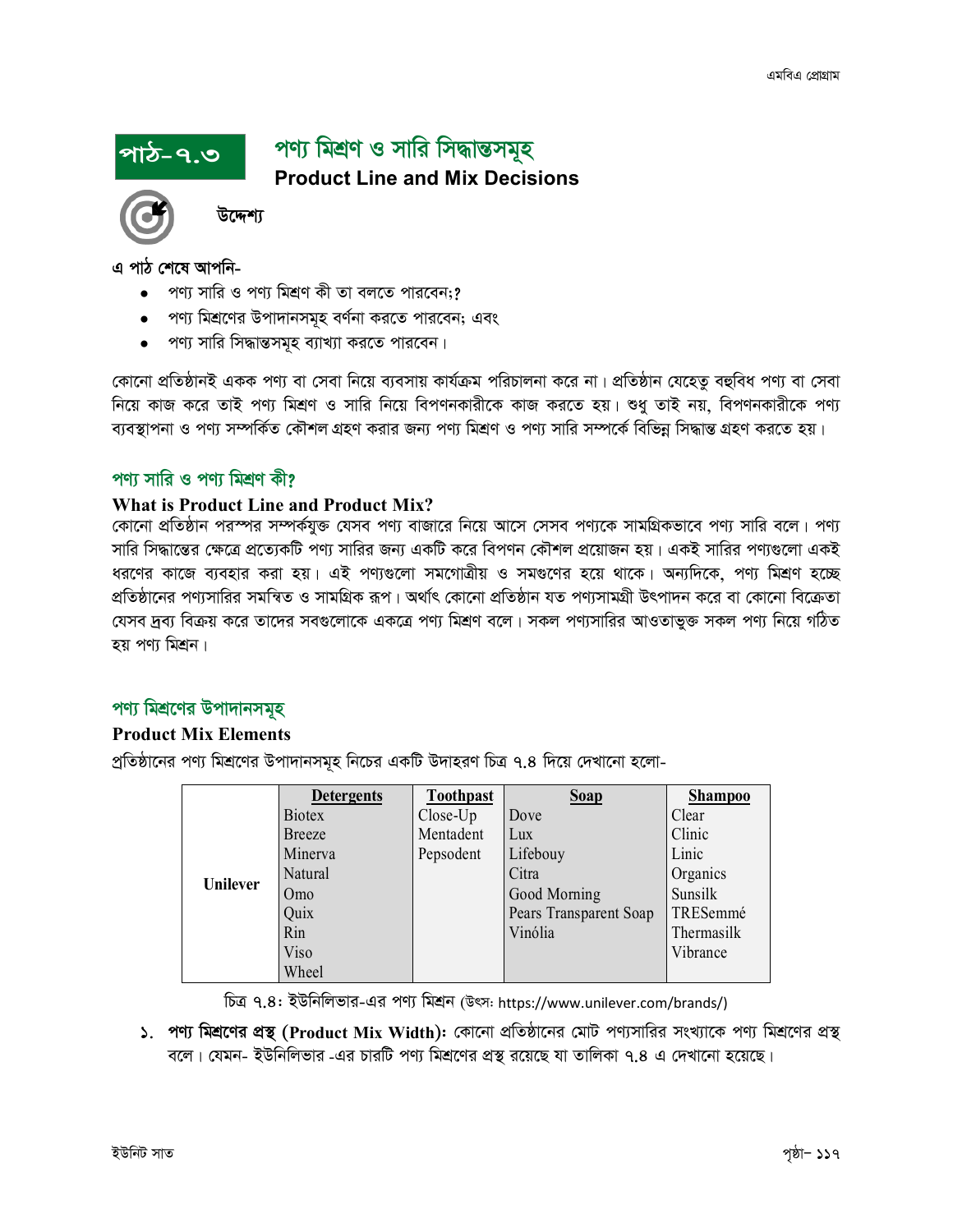# পাঠ-৭.৩ পণ্য মিশ্রণ ও সারি সিদ্ধান্তসমূহ

## Product Line and Mix Decisions

### উদ্দেশ্য

এ পাঠ শেষে আপনি-

- পণ্য সারি ও পণ্য মিশ্রণ কী তা বলতে পারবেন;?
- পণ্য মিশ্রণের উপাদানসমূহ বর্ণনা করতে পারবেন; এবং
- পণ্য সারি সিদ্ধান্তসমূহ ব্যাখ্যা করতে পারবেন।

কোনো প্রতিষ্ঠানই একক পণ্য বা সেবা নিয়ে ব্যবসায় কার্যক্রম পরিচালনা করে না। প্রতিষ্ঠান যেহেতু বহুবিধ পণ্য বা সেবা নিয়ে কাজ করে তাই পণ্য মিশ্রণ ও সারি নিয়ে বিপণনকারীকে কাজ করতে হয়। শুধু তাই নয়, বিপণনকারীকে পণ্য ব্যবস্থাপনা ও পণ্য সম্পর্কিত কৌশল গ্রহণ করার জন্য পণ্য মিশ্রণ ও পণ্য সারি সম্পর্কে বিভিন্ন সিদ্ধান্ত গ্রহণ করতে হয়।

## পণ্য সারি ও পণ্য মিশ্রণ কী?

### What is Product Line and Product Mix?

কোনো প্রতিষ্ঠান পরস্পর সম্পর্কযুক্ত যেসব পণ্য বাজারে নিয়ে আসে সেসব পণ্যকে সামগ্রিকভাবে পণ্য সারি বলে। পণ্য সারি সিদ্ধান্তের ক্ষেত্রে প্রত্যেকটি পণ্য সারির জন্য একটি করে বিপণন কৌশল প্রয়োজন হয়। একই সারির পণ্যগুলো একই ধরণের কাজে ব্যবহার করা হয়। এই পণ্যগুলো সমগোত্রীয় ও সমগুণের হয়ে থাকে। অন্যদিকে, পণ্য মিশ্রণ হচ্ছে প্রতিষ্ঠানের পণ্যসারির সমন্বিত ও সামগ্রিক রূপ। অর্থাৎ কোনো প্রতিষ্ঠান যত পণ্যসামগ্রী উৎপাদন করে বা কোনো বিক্রেতা যেসব দ্রব্য বিক্রয় করে তাদের সবগুলোকে একত্রে পণ্য মিশ্রণ বলে। সকল পণ্যসারির আওতাভুক্ত সকল পণ্য নিয়ে গঠিত হয় পণ্য মিশ্রন।

## পণ্য মিশ্রণের উপাদানসমূহ

### Product Mix Elements

প্রতিষ্ঠানের পণ্য মিশ্রণের উপাদানসমূহ নিচের একটি উদাহরণ চিত্র ৭.৪ দিয়ে দেখানো হলো-

| | Detergents | Toothpast | Soap | Shampoo |
|---|---|---|---|---|
| Unilever | Biotex | Close-Up | Dove | Clear |
| | Breeze | Mentadent | Lux | Clinic |
| | Minerva | Pepsodent | Lifebouy | Linic |
| | Natural | | Citra | Organics |
| | Omo | | Good Morning | Sunsilk |
| | Quix | | Pears Transparent Soap | TRESemmé |
| | Rin | | Vinólia | Thermasilk |
| | Viso | | | Vibrance |
| | Wheel | | | |

চিত্র ৭.৪: ইউনিলিভার-এর পণ্য মিশ্রন (উৎস: https://www.unilever.com/brands/)

১. **পণ্য মিশ্রণের প্রস্থ (Product Mix Width):** কোনো প্রতিষ্ঠানের মোট পণ্যসারির সংখ্যাকে পণ্য মিশ্রণের প্রস্থ বলে। যেমন- ইউনিলিভার -এর চারটি পণ্য মিশ্রণের প্রস্থ রয়েছে যা তালিকা ৭.৪ এ দেখানো হয়েছে।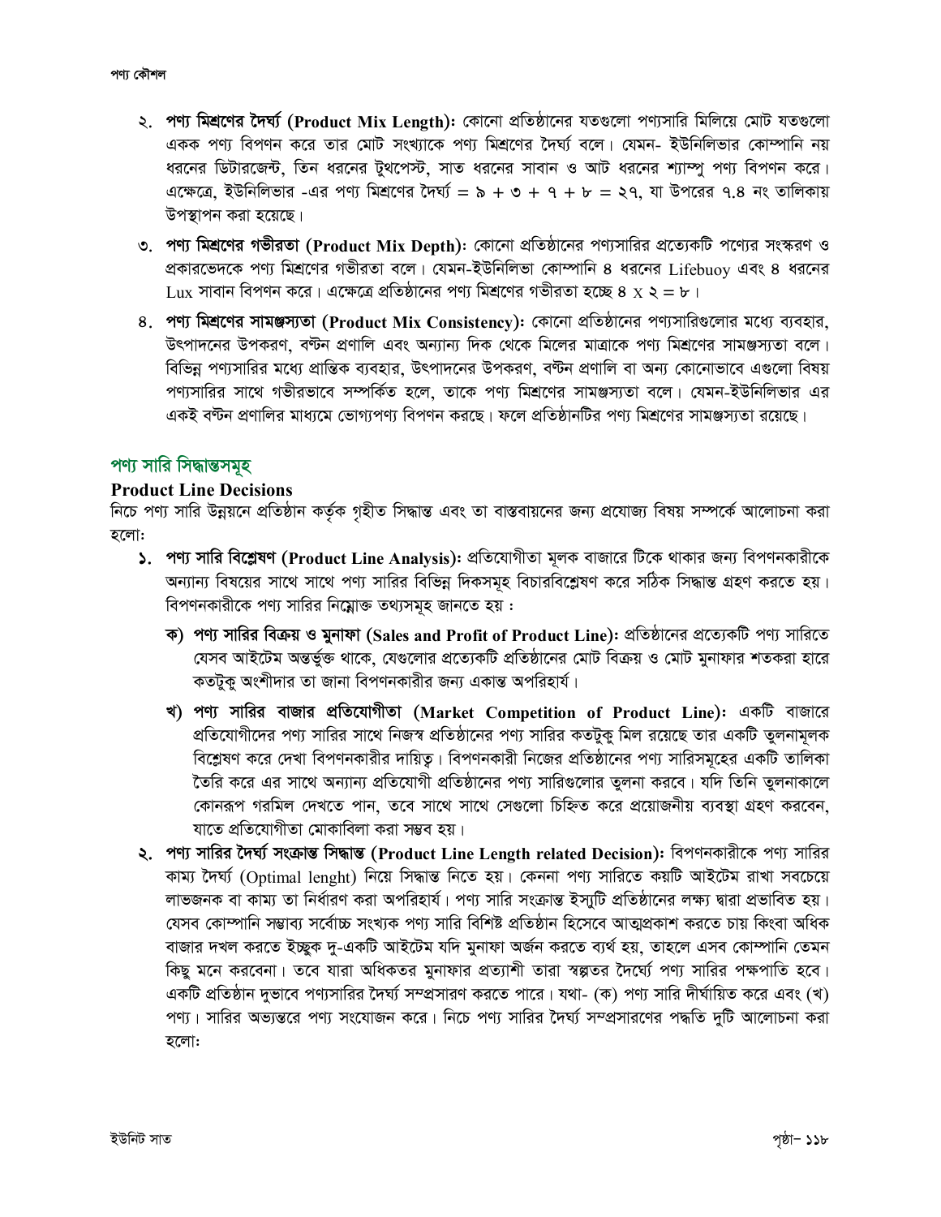২. **পণ্য মিশ্রণের দৈর্ঘ্য (Product Mix Length)**: কোনো প্রতিষ্ঠানের যতগুলো পণ্যসারি মিলিয়ে মোট যতগুলো একক পণ্য বিপণন করে তার মোট সংখ্যাকে পণ্য মিশ্রণের দৈর্ঘ্য বলে। যেমন- ইউনিলিভার কোম্পানি নয় ধরনের ডিটারজেন্ট, তিন ধরনের টুথপেস্ট, সাত ধরনের সাবান ও আট ধরনের শ্যাম্পু পণ্য বিপণন করে। এক্ষেত্রে, ইউনিলিভার -এর পণ্য মিশ্রণের দৈর্ঘ্য = ৯ + ৩ + ৭ + ৮ = ২৭, যা উপরের ৭.৪ নং তালিকায় উপস্থাপন করা হয়েছে।

৩. **পণ্য মিশ্রণের গভীরতা (Product Mix Depth)**: কোনো প্রতিষ্ঠানের পণ্যসারির প্রত্যেকটি পণ্যের সংস্করণ ও প্রকারভেদকে পণ্য মিশ্রণের গভীরতা বলে। যেমন-ইউনিলিভা কোম্পানি ৪ ধরনের Lifebuoy এবং ৪ ধরনের Lux সাবান বিপণন করে। এক্ষেত্রে প্রতিষ্ঠানের পণ্য মিশ্রণের গভীরতা হচ্ছে ৪ x ২ = ৮।

৪. **পণ্য মিশ্রণের সামঞ্জস্যতা (Product Mix Consistency)**: কোনো প্রতিষ্ঠানের পণ্যসারিগুলোর মধ্যে ব্যবহার, উৎপাদনের উপকরণ, বন্টন প্রণালি এবং অন্যান্য দিক থেকে মিলের মাত্রাকে পণ্য মিশ্রণের সামঞ্জস্যতা বলে। বিভিন্ন পণ্যসারির মধ্যে প্রান্তিক ব্যবহার, উৎপাদনের উপকরণ, বন্টন প্রণালি বা অন্য কোনোভাবে এগুলো বিষয় পণ্যসারির সাথে গভীরভাবে সম্পর্কিত হলে, তাকে পণ্য মিশ্রণের সামঞ্জস্যতা বলে। যেমন-ইউনিলিভার এর একই বণ্টন প্রণালির মাধ্যমে ভোগ্যপণ্য বিপণন করছে। ফলে প্রতিষ্ঠানটির পণ্য মিশ্রণের সামঞ্জস্যতা রয়েছে।

## পণ্য সারি সিদ্ধান্তসমূহ

### Product Line Decisions

নিচে পণ্য সারি উন্নয়নে প্রতিষ্ঠান কর্তৃক গৃহীত সিদ্ধান্ত এবং তা বাস্তবায়নের জন্য প্রযোজ্য বিষয় সম্পর্কে আলোচনা করা হলো:

১. **পণ্য সারি বিশ্লেষণ (Product Line Analysis)**: প্রতিযোগীতা মূলক বাজারে টিকে থাকার জন্য বিপণনকারীকে অন্যান্য বিষয়ের সাথে সাথে পণ্য সারির বিভিন্ন দিকসমূহ বিচারবিশ্লেষণ করে সঠিক সিদ্ধান্ত গ্রহণ করতে হয়। বিপণনকারীকে পণ্য সারির নিম্নোক্ত তথ্যসমূহ জানতে হয় :

   **ক) পণ্য সারির বিক্রয় ও মুনাফা (Sales and Profit of Product Line)**: প্রতিষ্ঠানের প্রত্যেকটি পণ্য সারিতে যেসব আইটেম অন্তর্ভুক্ত থাকে, যেগুলোর প্রত্যেকটি প্রতিষ্ঠানের মোট বিক্রয় ও মোট মুনাফার শতকরা হারে কতটুকু অংশীদার তা জানা বিপণনকারীর জন্য একান্ত অপরিহার্য।

   **খ) পণ্য সারির বাজার প্রতিযোগীতা (Market Competition of Product Line)**: একটি বাজারে প্রতিযোগীদের পণ্য সারির সাথে নিজস্ব প্রতিষ্ঠানের পণ্য সারির কতটুকু মিল রয়েছে তার একটি তুলনামূলক বিশ্লেষণ করে দেখা বিপণনকারীর দায়িত্ব। বিপণনকারী নিজের প্রতিষ্ঠানের পণ্য সারিসমূহের একটি তালিকা তৈরি করে এর সাথে অন্যান্য প্রতিযোগী প্রতিষ্ঠানের পণ্য সারিগুলোর তুলনা করবে। যদি তিনি তুলনাকালে কোনরূপ গরমিল দেখতে পান, তবে সাথে সাথে সেগুলো চিহ্নিত করে প্রয়োজনীয় ব্যবস্থা গ্রহণ করবেন, যাতে প্রতিযোগীতা মোকাবিলা করা সম্ভব হয়।

২. **পণ্য সারির দৈর্ঘ্য সংক্রান্ত সিদ্ধান্ত (Product Line Length related Decision)**: বিপণনকারীকে পণ্য সারির কাম্য দৈর্ঘ্য (Optimal lenght) নিয়ে সিদ্ধান্ত নিতে হয়। কেননা পণ্য সারিতে কয়টি আইটেম রাখা সবচেয়ে লাভজনক বা কাম্য তা নির্ধারণ করা অপরিহার্য। পণ্য সারি সংক্রান্ত ইস্যুটি প্রতিষ্ঠানের লক্ষ্য দ্বারা প্রভাবিত হয়। যেসব কোম্পানি সম্ভাব্য সর্বোচ্চ সংখ্যক পণ্য সারি বিশিষ্ট প্রতিষ্ঠান হিসেবে আত্মপ্রকাশ করতে চায় কিংবা অধিক বাজার দখল করতে ইচ্ছুক দু-একটি আইটেম যদি মুনাফা অর্জন করতে ব্যর্থ হয়, তাহলে এসব কোম্পানি তেমন কিছু মনে করবেনা। তবে যারা অধিকতর মুনাফার প্রত্যাশী তারা স্বল্পতর দৈর্ঘ্যে পণ্য সারির পক্ষপাতি হবে। একটি প্রতিষ্ঠান দুভাবে পণ্যসারির দৈর্ঘ্য সম্প্রসারণ করতে পারে। যথা- (ক) পণ্য সারি দীর্ঘায়িত করে এবং (খ) পণ্য। সারির অভ্যন্তরে পণ্য সংযোজন করে। নিচে পণ্য সারির দৈর্ঘ্য সম্প্রসারণের পদ্ধতি দুটি আলোচনা করা হলো: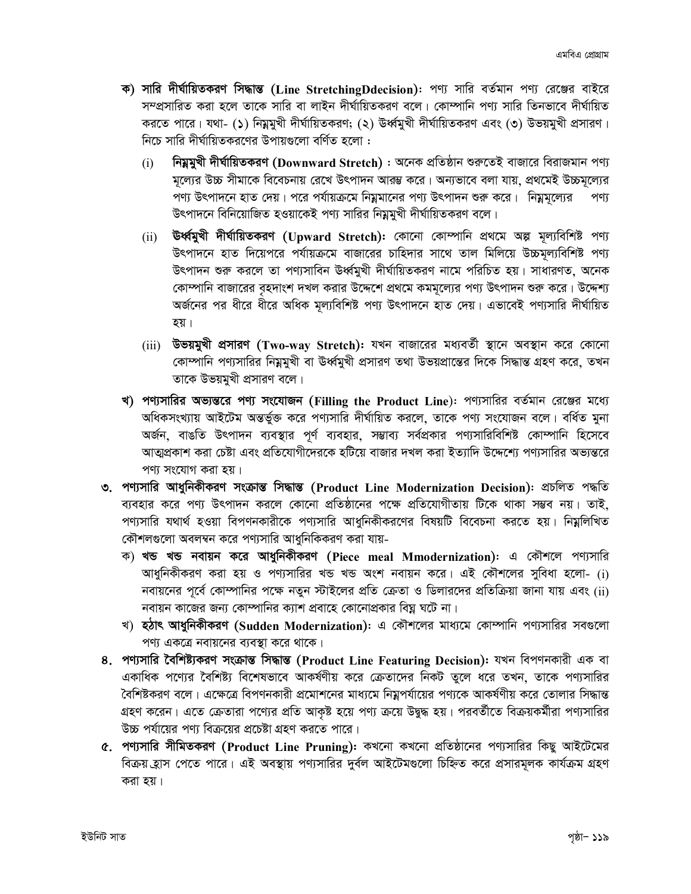**ক) সারি দীর্ঘায়িতকরণ সিদ্ধান্ত (Line StretchingDdecision)**: পণ্য সারি বর্তমান পণ্য রেঞ্জের বাইরে সম্প্রসারিত করা হলে তাকে সারি বা লাইন দীর্ঘায়িতকরণ বলে। কোম্পানি পণ্য সারি তিনভাবে দীর্ঘায়িত করতে পারে। যথা- (১) নিম্নমুখী দীর্ঘায়িতকরণ; (২) উর্ধ্বমুখী দীর্ঘায়িতকরণ এবং (৩) উভয়মুখী প্রসারণ। নিচে সারি দীর্ঘায়িতকরণের উপায়গুলো বর্ণিত হলো :

(i) **নিম্নমুখী দীর্ঘায়িতকরণ (Downward Stretch)** : অনেক প্রতিষ্ঠান শুরুতেই বাজারে বিরাজমান পণ্য মূল্যের উচ্চ সীমাকে বিবেচনায় রেখে উৎপাদন আরম্ভ করে। অন্যভাবে বলা যায়, প্রথমেই উচ্চমূল্যের পণ্য উৎপাদনে হাত দেয়। পরে পর্যায়ক্রমে নিম্নমানের পণ্য উৎপাদন শুরু করে। নিম্নমূল্যের পণ্য উৎপাদনে বিনিয়োজিত হওয়াকেই পণ্য সারির নিম্নমুখী দীর্ঘায়িতকরণ বলে।

(ii) **উর্ধ্বমুখী দীর্ঘায়িতকরণ (Upward Stretch)**: কোনো কোম্পানি প্রথমে অল্প মূল্যবিশিষ্ট পণ্য উৎপাদনে হাত দিয়েপরে পর্যায়ক্রমে বাজারের চাহিদার সাথে তাল মিলিয়ে উচ্চমূল্যবিশিষ্ট পণ্য উৎপাদন শুরু করলে তা পণ্যসাবিন উর্ধ্বমুখী দীর্ঘায়িতকরণ নামে পরিচিত হয়। সাধারণত, অনেক কোম্পানি বাজারের বৃহদাংশ দখল করার উদ্দেশে প্রথমে কমমূল্যের পণ্য উৎপাদন শুরু করে। উদ্দেশ্য অর্জনের পর ধীরে ধীরে অধিক মূল্যবিশিষ্ট পণ্য উৎপাদনে হাত দেয়। এভাবেই পণ্যসারি দীর্ঘায়িত হয়।

(iii) **উভয়মুখী প্রসারণ (Two-way Stretch)**: যখন বাজারের মধ্যবর্তী স্থানে অবস্থান করে কোনো কোম্পানি পণ্যসারির নিম্নমুখী বা উর্ধ্বমুখী প্রসারণ তথা উভয়প্রান্তের দিকে সিদ্ধান্ত গ্রহণ করে, তখন তাকে উভয়মুখী প্রসারণ বলে।

**খ) পণ্যসারির অভ্যন্তরে পণ্য সংযোজন (Filling the Product Line)**: পণ্যসারির বর্তমান রেঞ্জের মধ্যে অধিকসংখ্যায় আইটেম অন্তর্ভুক্ত করে পণ্যসারি দীর্ঘায়িত করলে, তাকে পণ্য সংযোজন বলে। বর্ধিত মুনা অর্জন, বাড়তি উৎপাদন ব্যবস্থার পূর্ণ ব্যবহার, সম্ভাব্য সর্বপ্রকার পণ্যসারিবিশিষ্ট কোম্পানি হিসেবে আত্মপ্রকাশ করা চেষ্টা এবং প্রতিযোগীদেরকে হটিয়ে বাজার দখল করা ইত্যাদি উদ্দেশ্যে পণ্যসারির অভ্যন্তরে পণ্য সংযোগ করা হয়।

**৩. পণ্যসারি আধুনিকীকরণ সংক্রান্ত সিদ্ধান্ত (Product Line Modernization Decision)**: প্রচলিত পদ্ধতি ব্যবহার করে পণ্য উৎপাদন করলে কোনো প্রতিষ্ঠানের পক্ষে প্রতিযোগীতায় টিকে থাকা সম্ভব নয়। তাই, পণ্যসারি যথার্থ হওয়া বিপণনকারীকে পণ্যসারি আধুনিকীকরণের বিষয়টি বিবেচনা করতে হয়। নিম্নলিখিত কৌশলগুলো অবলম্বন করে পণ্যসারি আধুনিকিকরণ করা যায়-

ক) **খন্ড খন্ড নবায়ন করে আধুনিকীকরণ (Piece meal Mmodernization)**: এ কৌশলে পণ্যসারি আধুনিকীকরণ করা হয় ও পণ্যসারির খন্ড খন্ড অংশ নবায়ন করে। এই কৌশলের সুবিধা হলো- (i) নবায়নের পূর্বে কোম্পানির পক্ষে নতুন স্টাইলের প্রতি ক্রেতা ও ডিলারদের প্রতিক্রিয়া জানা যায় এবং (ii) নবায়ন কাজের জন্য কোম্পানির ক্যাশ প্রবাহে কোনোপ্রকার বিঘ্ন ঘটে না।

খ) **হঠাৎ আধুনিকীকরণ (Sudden Modernization)**: এ কৌশলের মাধ্যমে কোম্পানি পণ্যসারির সবগুলো পণ্য একত্রে নবায়নের ব্যবস্থা করে থাকে।

**৪. পণ্যসারি বৈশিষ্ট্যকরণ সংক্রান্ত সিদ্ধান্ত (Product Line Featuring Decision)**: যখন বিপণনকারী এক বা একাধিক পণ্যের বৈশিষ্ট্য বিশেষভাবে আকর্ষণীয় করে ক্রেতাদের নিকট তুলে ধরে তখন, তাকে পণ্যসারির বৈশিষ্টকরণ বলে। এক্ষেত্রে বিপণনকারী প্রমোশনের মাধ্যমে নিম্নপর্যায়ের পণ্যকে আকর্ষণীয় করে তোলার সিদ্ধান্ত গ্রহণ করেন। এতে ক্রেতারা পণ্যের প্রতি আকৃষ্ট হয়ে পণ্য ক্রয়ে উদ্বুদ্ধ হয়। পরবর্তীতে বিক্রয়কর্মীরা পণ্যসারির উচ্চ পর্যায়ের পণ্য বিক্রয়ের প্রচেষ্টা গ্রহণ করতে পারে।

**৫. পণ্যসারি সীমিতকরণ (Product Line Pruning)**: কখনো কখনো প্রতিষ্ঠানের পণ্যসারির কিছু আইটেমের বিক্রয় হ্রাস পেতে পারে। এই অবস্থায় পণ্যসারির দুর্বল আইটেমগুলো চিহ্নিত করে প্রসারমূলক কার্যক্রম গ্রহণ করা হয়।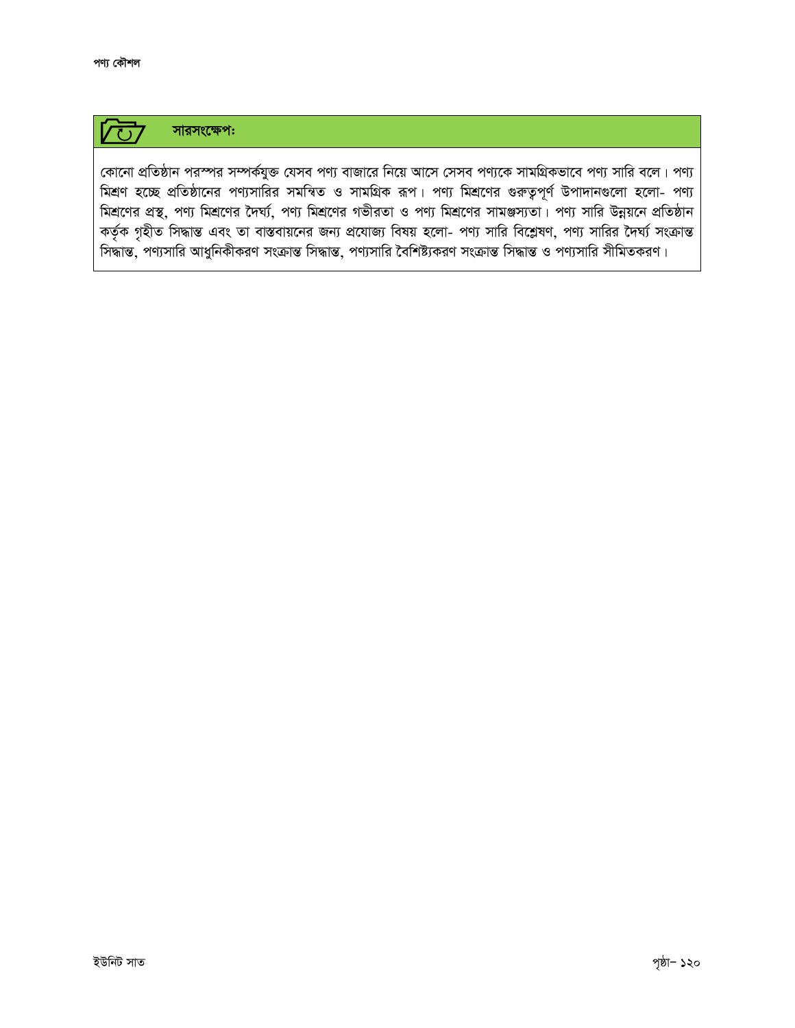## সারসংক্ষেপঃ

কোনো প্রতিষ্ঠান পরস্পর সম্পর্কযুক্ত যেসব পণ্য বাজারে নিয়ে আসে সেসব পণ্যকে সামগ্রিকভাবে পণ্য সারি বলে। পণ্য মিশ্রণ হচ্ছে প্রতিষ্ঠানের পণ্যসারির সমন্বিত ও সামগ্রিক রূপ। পণ্য মিশ্রণের গুরুত্বপূর্ণ উপাদানগুলো হলো- পণ্য মিশ্রণের প্রস্থ, পণ্য মিশ্রণের দৈর্ঘ্য, পণ্য মিশ্রণের গভীরতা ও পণ্য মিশ্রণের সামঞ্জস্যতা। পণ্য সারি উন্নয়নে প্রতিষ্ঠান কর্তৃক গৃহীত সিদ্ধান্ত এবং তা বাস্তবায়নের জন্য প্রযোজ্য বিষয় হলো- পণ্য সারি বিশ্লেষণ, পণ্য সারির দৈর্ঘ্য সংক্রান্ত সিদ্ধান্ত, পণ্যসারি আধুনিকীকরণ সংক্রান্ত সিদ্ধান্ত, পণ্যসারি বৈশিষ্ট্যকরণ সংক্রান্ত সিদ্ধান্ত ও পণ্যসারি সীমিতকরণ।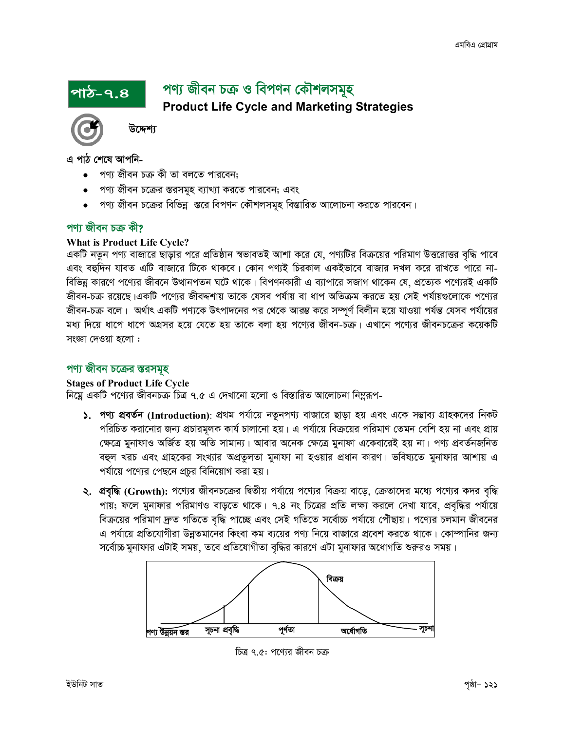# পাঠ-৭.৪ পণ্য জীবন চক্র ও বিপণন কৌশলসমূহ

## Product Life Cycle and Marketing Strategies

**উদ্দেশ্য**

**এ পাঠ শেষে আপনি-**

- পণ্য জীবন চক্র কী তা বলতে পারবেন;
- পণ্য জীবন চক্রের স্তরসমূহ ব্যাখ্যা করতে পারবেন; এবং
- পণ্য জীবন চক্রের বিভিন্ন স্তরে বিপণন কৌশলসমূহ বিস্তারিত আলোচনা করতে পারবেন।

### পণ্য জীবন চক্র কী?

**What is Product Life Cycle?**

একটি নতুন পণ্য বাজারে ছাড়ার পরে প্রতিষ্ঠান স্বভাবতই আশা করে যে, পণ্যটির বিক্রয়ের পরিমাণ উত্তরোত্তর বৃদ্ধি পাবে এবং বহুদিন যাবত এটি বাজারে টিকে থাকবে। কোন পণ্যই চিরকাল একইভাবে বাজার দখল করে রাখতে পারে না- বিভিন্ন কারণে পণ্যের জীবনে উত্থানপতন ঘটে থাকে। বিপণনকারী এ ব্যাপারে সজাগ থাকেন যে, প্রত্যেক পণ্যেরই একটি জীবন-চক্র রয়েছে।একটি পণ্যের জীবদ্দশায় তাকে যেসব পর্যায় বা ধাপ অতিক্রম করতে হয় সেই পর্যায়গুলোকে পণ্যের জীবন-চক্র বলে। অর্থাৎ একটি পণ্যকে উৎপাদনের পর থেকে আরম্ভ করে সম্পূর্ণ বিলীন হয়ে যাওয়া পর্যন্ত যেসব পর্যায়ের মধ্য দিয়ে ধাপে ধাপে অগ্রসর হয়ে যেতে হয় তাকে বলা হয় পণ্যের জীবন-চক্র। এখানে পণ্যের জীবনচক্রের কয়েকটি সংজ্ঞা দেওয়া হলো :

### পণ্য জীবন চক্রের স্তরসমূহ

**Stages of Product Life Cycle**

নিম্নে একটি পণ্যের জীবনচক্র চিত্র ৭.৫ এ দেখানো হলো ও বিস্তারিত আলোচনা নিম্নরূপ-

১. **পণ্য প্রবর্তন (Introduction)**: প্রথম পর্যায়ে নতুনপণ্য বাজারে ছাড়া হয় এবং একে সম্ভাব্য গ্রাহকদের নিকট পরিচিত করানোর জন্য প্রচারমূলক কার্য চালানো হয়। এ পর্যায়ে বিক্রয়ের পরিমাণ তেমন বেশি হয় না এবং প্রায় ক্ষেত্রে মুনাফাও অর্জিত হয় অতি সামান্য। আবার অনেক ক্ষেত্রে মুনাফা একেবারেই হয় না। পণ্য প্রবর্তনজনিত বহুল খরচ এবং গ্রাহকের সংখ্যার অপ্রতুলতা মুনাফা না হওয়ার প্রধান কারণ। ভবিষ্যতে মুনাফার আশায় এ পর্যায়ে পণ্যের পেছনে প্রচুর বিনিয়োগ করা হয়।

২. **প্রবৃদ্ধি (Growth):** পণ্যের জীবনচক্রের দ্বিতীয় পর্যায়ে পণ্যের বিক্রয় বাড়ে, ক্রেতাদের মধ্যে পণ্যের কদর বৃদ্ধি পায়; ফলে মুনাফার পরিমাণও বাড়তে থাকে। ৭.৪ নং চিত্রের প্রতি লক্ষ্য করলে দেখা যাবে, প্রবৃদ্ধির পর্যায়ে বিক্রয়ের পরিমাণ দ্রুত গতিতে বৃদ্ধি পাচ্ছে এবং সেই গতিতে সর্বোচ্চ পর্যায়ে পৌঁছায়। পণ্যের চলমান জীবনের এ পর্যায়ে প্রতিযোগীরা উন্নতমানের কিংবা কম ব্যয়ের পণ্য নিয়ে বাজারে প্রবেশ করতে থাকে। কোম্পানির জন্য সর্বোচ্চ মুনাফার এটাই সময়, তবে প্রতিযোগীতা বৃদ্ধির কারণে এটা মুনাফার অধোগতি শুরুরও সময়।

পণ্য উন্নয়ন স্তর | সূচনা | প্রবৃদ্ধি | পূর্ণতা | অর্ধোগতি | বিক্রয় | সূচনা

চিত্র ৭.৫: পণ্যের জীবন চক্র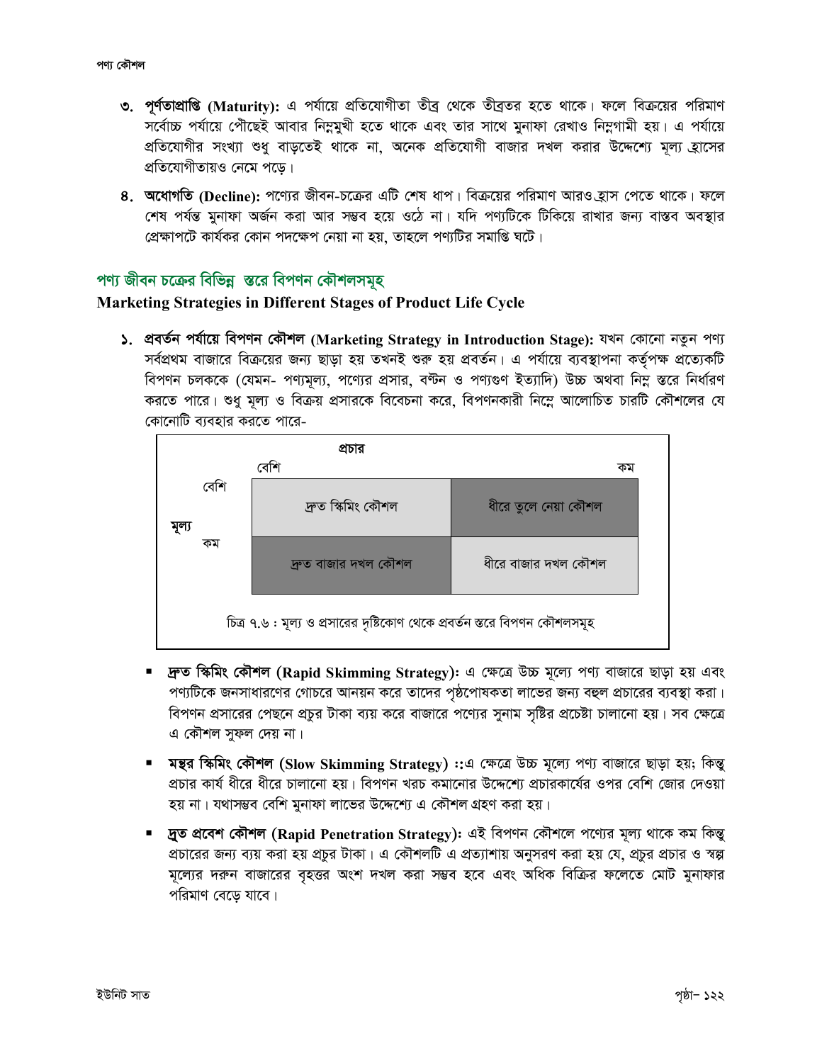৩. **পূর্ণতাপ্রাপ্তি (Maturity):** এ পর্যায়ে প্রতিযোগীতা তীব্র থেকে তীব্রতর হতে থাকে। ফলে বিক্রয়ের পরিমাণ সর্বোচ্চ পর্যায়ে পৌছেই আবার নিম্নমুখী হতে থাকে এবং তার সাথে মুনাফা রেখাও নিম্নগামী হয়। এ পর্যায়ে প্রতিযোগীর সংখ্যা শুধু বাড়তেই থাকে না, অনেক প্রতিযোগী বাজার দখল করার উদ্দেশ্যে মূল্য হ্রাসের প্রতিযোগীতায়ও নেমে পড়ে।

৪. **অধোগতি (Decline):** পণ্যের জীবন-চক্রের এটি শেষ ধাপ। বিক্রয়ের পরিমাণ আরও হ্রাস পেতে থাকে। ফলে শেষ পর্যন্ত মুনাফা অর্জন করা আর সম্ভব হয়ে ওঠে না। যদি পণ্যটিকে টিকিয়ে রাখার জন্য বাস্তব অবস্থার প্রেক্ষাপটে কার্যকর কোন পদক্ষেপ নেয়া না হয়, তাহলে পণ্যটির সমাপ্তি ঘটে।

## পণ্য জীবন চক্রের বিভিন্ন স্তরে বিপণন কৌশলসমূহ

### Marketing Strategies in Different Stages of Product Life Cycle

১. **প্রবর্তন পর্যায়ে বিপণন কৌশল (Marketing Strategy in Introduction Stage):** যখন কোনো নতুন পণ্য সর্বপ্রথম বাজারে বিক্রয়ের জন্য ছাড়া হয় তখনই শুরু হয় প্রবর্তন। এ পর্যায়ে ব্যবস্থাপনা কর্তৃপক্ষ প্রত্যেকটি বিপণন চলককে (যেমন- পণ্যমূল্য, পণ্যের প্রসার, বণ্টন ও পণ্যগুণ ইত্যাদি) উচ্চ অথবা নিম্ন স্তরে নির্ধারণ করতে পারে। শুধু মূল্য ও বিক্রয় প্রসারকে বিবেচনা করে, বিপণনকারী নিম্নে আলোচিত চারটি কৌশলের যে কোনোটি ব্যবহার করতে পারে-

| মূল্য \ প্রচার | বেশি | কম |
|---|---|---|
| বেশি | দ্রুত স্কিমিং কৌশল | ধীরে তুলে নেয়া কৌশল |
| কম | দ্রুত বাজার দখল কৌশল | ধীরে বাজার দখল কৌশল |

চিত্র ৭.৬ : মূল্য ও প্রসারের দৃষ্টিকোণ থেকে প্রবর্তন স্তরে বিপণন কৌশলসমূহ

- **দ্রুত স্কিমিং কৌশল (Rapid Skimming Strategy):** এ ক্ষেত্রে উচ্চ মূল্যে পণ্য বাজারে ছাড়া হয় এবং পণ্যটিকে জনসাধারণের গোচরে আনয়ন করে তাদের পৃষ্ঠপোষকতা লাভের জন্য বহুল প্রচারের ব্যবস্থা করা। বিপণন প্রসারের পেছনে প্রচুর টাকা ব্যয় করে বাজারে পণ্যের সুনাম সৃষ্টির প্রচেষ্টা চালানো হয়। সব ক্ষেত্রে এ কৌশল সুফল দেয় না।
- **মন্থর স্কিমিং কৌশল (Slow Skimming Strategy) ::**এ ক্ষেত্রে উচ্চ মূল্যে পণ্য বাজারে ছাড়া হয়; কিন্তু প্রচার কার্য ধীরে ধীরে চালানো হয়। বিপণন খরচ কমানোর উদ্দেশ্যে প্রচারকার্যের ওপর বেশি জোর দেওয়া হয় না। যথাসম্ভব বেশি মুনাফা লাভের উদ্দেশ্যে এ কৌশল গ্রহণ করা হয়।
- **দ্রুত প্রবেশ কৌশল (Rapid Penetration Strategy):** এই বিপণন কৌশলে পণ্যের মূল্য থাকে কম কিন্তু প্রচারের জন্য ব্যয় করা হয় প্রচুর টাকা। এ কৌশলটি এ প্রত্যাশায় অনুসরণ করা হয় যে, প্রচুর প্রচার ও স্বল্প মূল্যের দরুন বাজারের বৃহত্তর অংশ দখল করা সম্ভব হবে এবং অধিক বিক্রির ফলেতে মোট মুনাফার পরিমাণ বেড়ে যাবে।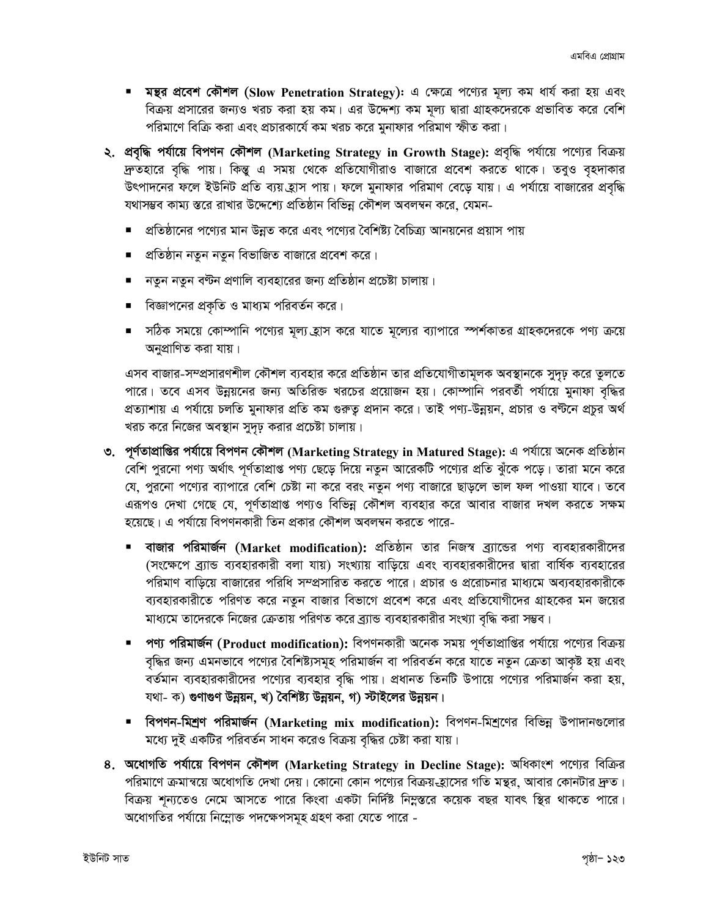- **মন্থর প্রবেশ কৌশল (Slow Penetration Strategy):** এ ক্ষেত্রে পণ্যের মূল্য কম ধার্য করা হয় এবং বিক্রয় প্রসারের জন্যও খরচ করা হয় কম। এর উদ্দেশ্য কম মূল্য দ্বারা গ্রাহকদেরকে প্রভাবিত করে বেশি পরিমাণে বিক্রি করা এবং প্রচারকার্যে কম খরচ করে মুনাফার পরিমাণ স্ফীত করা।

২. **প্রবৃদ্ধি পর্যায়ে বিপণন কৌশল (Marketing Strategy in Growth Stage):** প্রবৃদ্ধি পর্যায়ে পণ্যের বিক্রয় দ্রুতহারে বৃদ্ধি পায়। কিন্তু এ সময় থেকে প্রতিযোগীরাও বাজারে প্রবেশ করতে থাকে। তবুও বৃহদাকার উৎপাদনের ফলে ইউনিট প্রতি ব্যয় হ্রাস পায়। ফলে মুনাফার পরিমাণ বেড়ে যায়। এ পর্যায়ে বাজারের প্রবৃদ্ধি যথাসম্ভব কাম্য স্তরে রাখার উদ্দেশ্যে প্রতিষ্ঠান বিভিন্ন কৌশল অবলম্বন করে, যেমন-

- প্রতিষ্ঠানের পণ্যের মান উন্নত করে এবং পণ্যের বৈশিষ্ট্য বৈচিত্র্য আনয়নের প্রয়াস পায়
- প্রতিষ্ঠান নতুন নতুন বিভাজিত বাজারে প্রবেশ করে।
- নতুন নতুন বণ্টন প্রণালি ব্যবহারের জন্য প্রতিষ্ঠান প্রচেষ্টা চালায়।
- বিজ্ঞাপনের প্রকৃতি ও মাধ্যম পরিবর্তন করে।
- সঠিক সময়ে কোম্পানি পণ্যের মূল্য হ্রাস করে যাতে মূল্যের ব্যাপারে স্পর্শকাতর গ্রাহকদেরকে পণ্য ক্রয়ে অনুপ্রাণিত করা যায়।

এসব বাজার-সম্প্রসারণশীল কৌশল ব্যবহার করে প্রতিষ্ঠান তার প্রতিযোগীতামূলক অবস্থানকে সুদৃঢ় করে তুলতে পারে। তবে এসব উন্নয়নের জন্য অতিরিক্ত খরচের প্রয়োজন হয়। কোম্পানি পরবর্তী পর্যায়ে মুনাফা বৃদ্ধির প্রত্যাশায় এ পর্যায়ে চলতি মুনাফার প্রতি কম গুরুত্ব প্রদান করে। তাই পণ্য-উন্নয়ন, প্রচার ও বণ্টনে প্রচুর অর্থ খরচ করে নিজের অবস্থান সুদৃঢ় করার প্রচেষ্টা চালায়।

৩. **পূর্ণতাপ্রাপ্তির পর্যায়ে বিপণন কৌশল (Marketing Strategy in Matured Stage):** এ পর্যায়ে অনেক প্রতিষ্ঠান বেশি পুরনো পণ্য অর্থাৎ পূর্ণতাপ্রাপ্ত পণ্য ছেড়ে দিয়ে নতুন আরেকটি পণ্যের প্রতি ঝুঁকে পড়ে। তারা মনে করে যে, পুরনো পণ্যের ব্যাপারে বেশি চেষ্টা না করে বরং নতুন পণ্য বাজারে ছাড়লে ভাল ফল পাওয়া যাবে। তবে এরূপও দেখা গেছে যে, পূর্ণতাপ্রাপ্ত পণ্যও বিভিন্ন কৌশল ব্যবহার করে আবার বাজার দখল করতে সক্ষম হয়েছে। এ পর্যায়ে বিপণনকারী তিন প্রকার কৌশল অবলম্বন করতে পারে-

- **বাজার পরিমার্জন (Market modification):** প্রতিষ্ঠান তার নিজস্ব ব্র্যান্ডের পণ্য ব্যবহারকারীদের (সংক্ষেপে ব্র্যান্ড ব্যবহারকারী বলা যায়) সংখ্যায় বাড়িয়ে এবং ব্যবহারকারীদের দ্বারা বার্ষিক ব্যবহারের পরিমাণ বাড়িয়ে বাজারের পরিধি সম্প্রসারিত করতে পারে। প্রচার ও প্ররোচনার মাধ্যমে অব্যবহারকারীকে ব্যবহারকারীতে পরিণত করে নতুন বাজার বিভাগে প্রবেশ করে এবং প্রতিযোগীদের গ্রাহকের মন জয়ের মাধ্যমে তাদেরকে নিজের ক্রেতায় পরিণত করে ব্র্যান্ড ব্যবহারকারীর সংখ্যা বৃদ্ধি করা সম্ভব।
- **পণ্য পরিমার্জন (Product modification):** বিপণনকারী অনেক সময় পূর্ণতাপ্রাপ্তির পর্যায়ে পণ্যের বিক্রয় বৃদ্ধির জন্য এমনভাবে পণ্যের বৈশিষ্ট্যসমূহ পরিমার্জন বা পরিবর্তন করে যাতে নতুন ক্রেতা আকৃষ্ট হয় এবং বর্তমান ব্যবহারকারীদের পণ্যের ব্যবহার বৃদ্ধি পায়। প্রধানত তিনটি উপায়ে পণ্যের পরিমার্জন করা হয়, যথা- ক) **গুণাগুণ উন্নয়ন, খ) বৈশিষ্ট্য উন্নয়ন, গ) স্টাইলের উন্নয়ন।**
- **বিপণন-মিশ্রণ পরিমার্জন (Marketing mix modification):** বিপণন-মিশ্রণের বিভিন্ন উপাদানগুলোর মধ্যে দুই একটির পরিবর্তন সাধন করেও বিক্রয় বৃদ্ধির চেষ্টা করা যায়।

৪. **অধোগতি পর্যায়ে বিপণন কৌশল (Marketing Strategy in Decline Stage):** অধিকাংশ পণ্যের বিক্রির পরিমাণে ক্রমান্বয়ে অধোগতি দেখা দেয়। কোনো কোন পণ্যের বিক্রয়-হ্রাসের গতি মন্থর, আবার কোনটার দ্রুত। বিক্রয় শূন্যতেও নেমে আসতে পারে কিংবা একটা নির্দিষ্ট নিম্নস্তরে কয়েক বছর যাবৎ স্থির থাকতে পারে। অধোগতির পর্যায়ে নিম্নোক্ত পদক্ষেপসমূহ গ্রহণ করা যেতে পারে -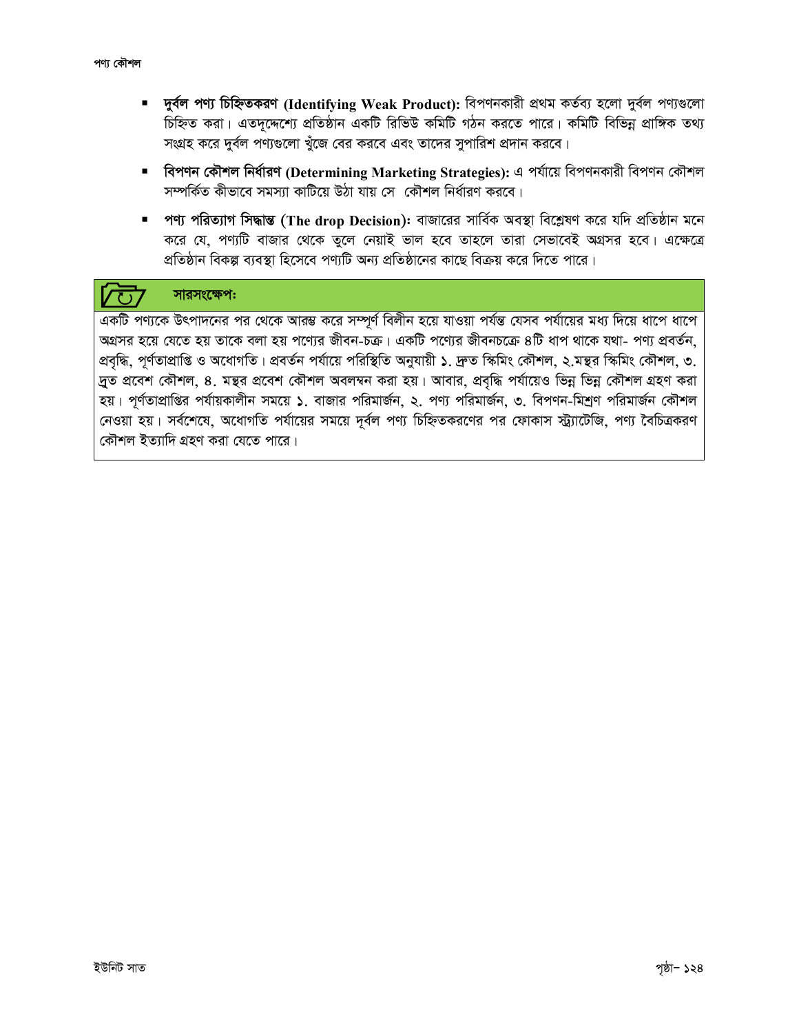- **দুর্বল পণ্য চিহ্নিতকরণ (Identifying Weak Product):** বিপণনকারী প্রথম কর্তব্য হলো দুর্বল পণ্যগুলো চিহ্নিত করা। এতদূদ্দেশ্যে প্রতিষ্ঠান একটি রিভিউ কমিটি গঠন করতে পারে। কমিটি বিভিন্ন প্রাঙ্গিক তথ্য সংগ্রহ করে দুর্বল পণ্যগুলো খুঁজে বের করবে এবং তাদের সুপারিশ প্রদান করবে।
- **বিপণন কৌশল নির্ধারণ (Determining Marketing Strategies):** এ পর্যায়ে বিপণনকারী বিপণন কৌশল সম্পর্কিত কীভাবে সমস্যা কাটিয়ে উঠা যায় সে কৌশল নির্ধারণ করবে।
- **পণ্য পরিত্যাগ সিদ্ধান্ত (The drop Decision):** বাজারের সার্বিক অবস্থা বিশ্লেষণ করে যদি প্রতিষ্ঠান মনে করে যে, পণ্যটি বাজার থেকে তুলে নেয়াই ভাল হবে তাহলে তারা সেভাবেই অগ্রসর হবে। এক্ষেত্রে প্রতিষ্ঠান বিকল্প ব্যবস্থা হিসেবে পণ্যটি অন্য প্রতিষ্ঠানের কাছে বিক্রয় করে দিতে পারে।

**সারসংক্ষেপঃ**

একটি পণ্যকে উৎপাদনের পর থেকে আরম্ভ করে সম্পূর্ণ বিলীন হয়ে যাওয়া পর্যন্ত যেসব পর্যায়ের মধ্য দিয়ে ধাপে ধাপে অগ্রসর হয়ে যেতে হয় তাকে বলা হয় পণ্যের জীবন-চক্র। একটি পণ্যের জীবনচক্রে ৪টি ধাপ থাকে যথা- পণ্য প্রবর্তন, প্রবৃদ্ধি, পূর্ণতাপ্রাপ্তি ও অধোগতি। প্রবর্তন পর্যায়ে পরিস্থিতি অনুযায়ী ১. দ্রুত স্কিমিং কৌশল, ২.মন্থর স্কিমিং কৌশল, ৩. দ্রুত প্রবেশ কৌশল, ৪. মন্থর প্রবেশ কৌশল অবলম্বন করা হয়। আবার, প্রবৃদ্ধি পর্যায়েও ভিন্ন ভিন্ন কৌশল গ্রহণ করা হয়। পূর্ণতাপ্রাপ্তির পর্যায়কালীন সময়ে ১. বাজার পরিমার্জন, ২. পণ্য পরিমার্জন, ৩. বিপণন-মিশ্রণ পরিমার্জন কৌশল নেওয়া হয়। সর্বশেষে, অধোগতি পর্যায়ের সময়ে দূর্বল পণ্য চিহ্নিতকরণের পর ফোকাস স্ট্র্যাটেজি, পণ্য বৈচিত্রকরণ কৌশল ইত্যাদি গ্রহণ করা যেতে পারে।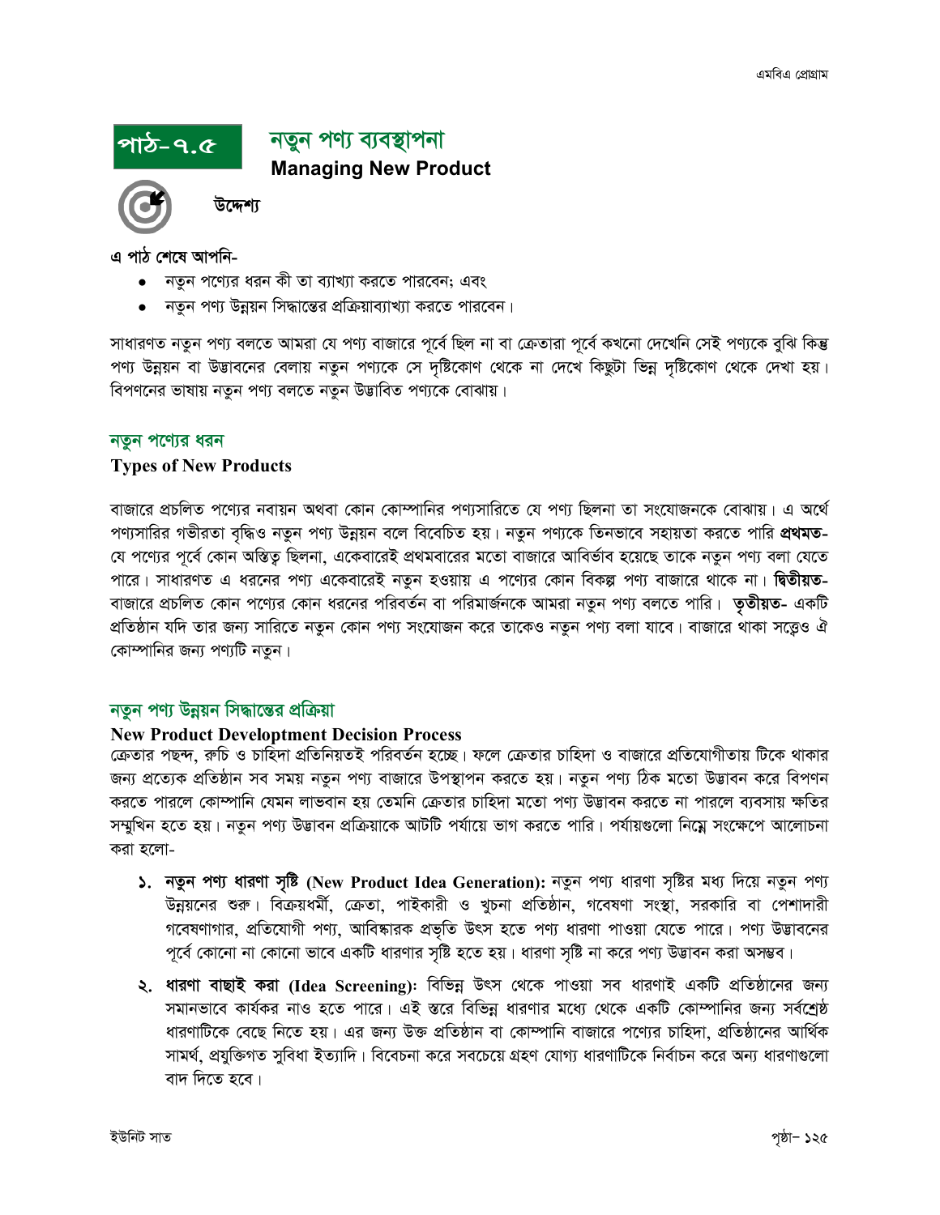## পাঠ-৭.৫ নতুন পণ্য ব্যবস্থাপনা

### Managing New Product

**উদ্দেশ্য**

**এ পাঠ শেষে আপনি-**

- নতুন পণ্যের ধরন কী তা ব্যাখ্যা করতে পারবেন; এবং
- নতুন পণ্য উন্নয়ন সিদ্ধান্তের প্রক্রিয়াব্যাখ্যা করতে পারবেন।

সাধারণত নতুন পণ্য বলতে আমরা যে পণ্য বাজারে পূর্বে ছিল না বা ক্রেতারা পূর্বে কখনো দেখেনি সেই পণ্যকে বুঝি কিন্তু পণ্য উন্নয়ন বা উদ্ভাবনের বেলায় নতুন পণ্যকে সে দৃষ্টিকোণ থেকে না দেখে কিছুটা ভিন্ন দৃষ্টিকোণ থেকে দেখা হয়। বিপণনের ভাষায় নতুন পণ্য বলতে নতুন উদ্ভাবিত পণ্যকে বোঝায়।

### নতুন পণ্যের ধরন

**Types of New Products**

বাজারে প্রচলিত পণ্যের নবায়ন অথবা কোন কোম্পানির পণ্যসারিতে যে পণ্য ছিলনা তা সংযোজনকে বোঝায়। এ অর্থে পণ্যসারির গভীরতা বৃদ্ধিও নতুন পণ্য উন্নয়ন বলে বিবেচিত হয়। নতুন পণ্যকে তিনভাবে সহায়তা করতে পারি **প্রথমত-** যে পণ্যের পূর্বে কোন অস্তিত্ব ছিলনা, একেবারেই প্রথমবারের মতো বাজারে আবির্ভাব হয়েছে তাকে নতুন পণ্য বলা যেতে পারে। সাধারণত এ ধরনের পণ্য একেবারেই নতুন হওয়ায় এ পণ্যের কোন বিকল্প পণ্য বাজারে থাকে না। **দ্বিতীয়ত-** বাজারে প্রচলিত কোন পণ্যের কোন ধরনের পরিবর্তন বা পরিমার্জনকে আমরা নতুন পণ্য বলতে পারি। **তৃতীয়ত-** একটি প্রতিষ্ঠান যদি তার জন্য সারিতে নতুন কোন পণ্য সংযোজন করে তাকেও নতুন পণ্য বলা যাবে। বাজারে থাকা সত্ত্বেও ঐ কোম্পানির জন্য পণ্যটি নতুন।

### নতুন পণ্য উন্নয়ন সিদ্ধান্তের প্রক্রিয়া

**New Product Developtment Decision Process**

ক্রেতার পছন্দ, রুচি ও চাহিদা প্রতিনিয়তই পরিবর্তন হচ্ছে। ফলে ক্রেতার চাহিদা ও বাজারে প্রতিযোগীতায় টিকে থাকার জন্য প্রত্যেক প্রতিষ্ঠান সব সময় নতুন পণ্য বাজারে উপস্থাপন করতে হয়। নতুন পণ্য ঠিক মতো উদ্ভাবন করে বিপণন করতে পারলে কোম্পানি যেমন লাভবান হয় তেমনি ক্রেতার চাহিদা মতো পণ্য উদ্ভাবন করতে না পারলে ব্যবসায় ক্ষতির সম্মুখিন হতে হয়। নতুন পণ্য উদ্ভাবন প্রক্রিয়াকে আটটি পর্যায়ে ভাগ করতে পারি। পর্যায়গুলো নিম্নে সংক্ষেপে আলোচনা করা হলো-

১. **নতুন পণ্য ধারণা সৃষ্টি (New Product Idea Generation):** নতুন পণ্য ধারণা সৃষ্টির মধ্য দিয়ে নতুন পণ্য উন্নয়নের শুরু। বিক্রয়ধর্মী, ক্রেতা, পাইকারী ও খুচনা প্রতিষ্ঠান, গবেষণা সংস্থা, সরকারি বা পেশাদারী গবেষণাগার, প্রতিযোগী পণ্য, আবিষ্কারক প্রভৃতি উৎস হতে পণ্য ধারণা পাওয়া যেতে পারে। পণ্য উদ্ভাবনের পূর্বে কোনো না কোনো ভাবে একটি ধারণার সৃষ্টি হতে হয়। ধারণা সৃষ্টি না করে পণ্য উদ্ভাবন করা অসম্ভব।

২. **ধারণা বাছাই করা (Idea Screening):** বিভিন্ন উৎস থেকে পাওয়া সব ধারণাই একটি প্রতিষ্ঠানের জন্য সমানভাবে কার্যকর নাও হতে পারে। এই স্তরে বিভিন্ন ধারণার মধ্যে থেকে একটি কোম্পানির জন্য সর্বশ্রেষ্ঠ ধারণাটিকে বেছে নিতে হয়। এর জন্য উক্ত প্রতিষ্ঠান বা কোম্পানি বাজারে পণ্যের চাহিদা, প্রতিষ্ঠানের আর্থিক সামর্থ, প্রযুক্তিগত সুবিধা ইত্যাদি। বিবেচনা করে সবচেয়ে গ্রহণ যোগ্য ধারণাটিকে নির্বাচন করে অন্য ধারণাগুলো বাদ দিতে হবে।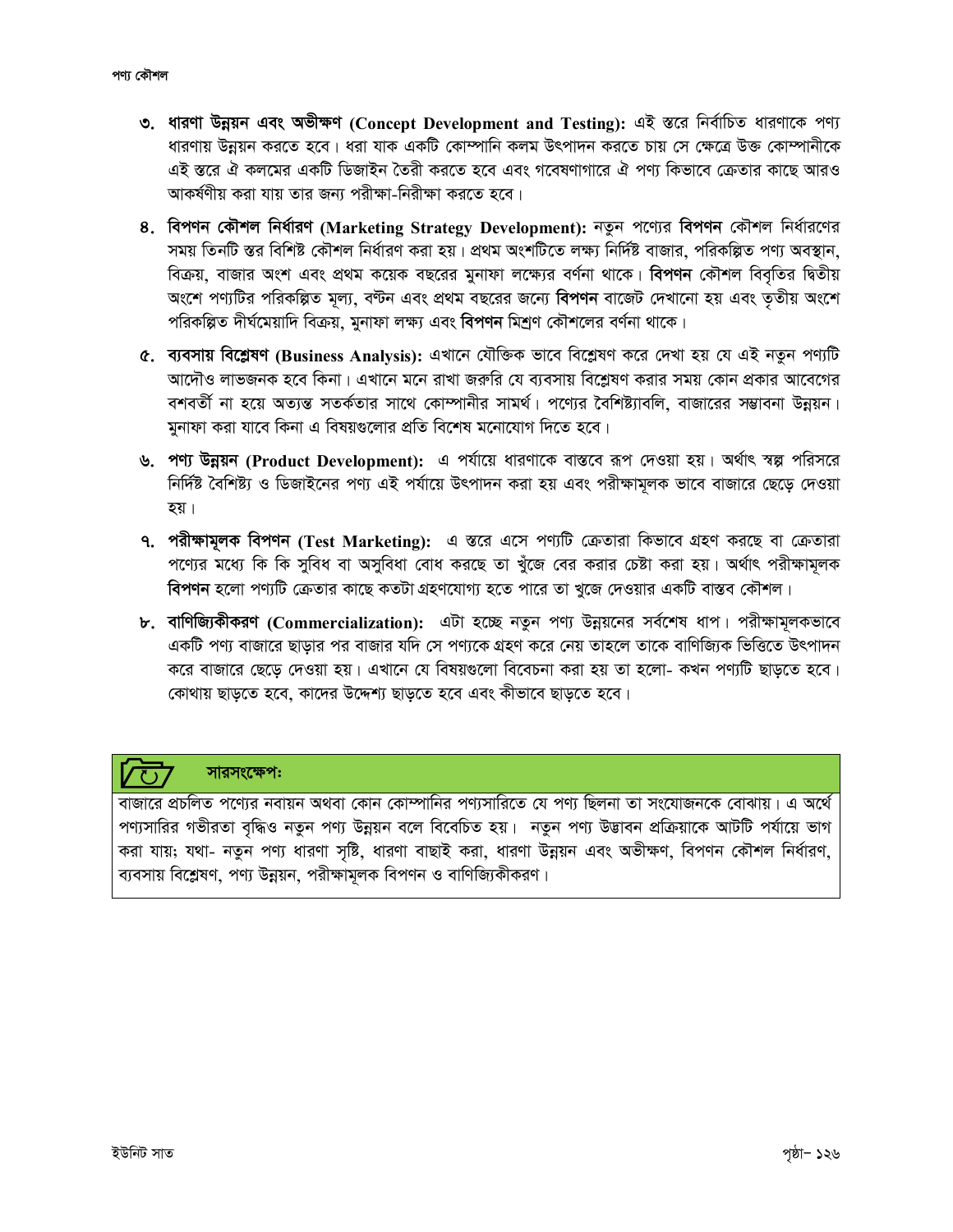৩. **ধারণা উন্নয়ন এবং অভীক্ষণ (Concept Development and Testing):** এই স্তরে নির্বাচিত ধারণাকে পণ্য ধারণায় উন্নয়ন করতে হবে। ধরা যাক একটি কোম্পানি কলম উৎপাদন করতে চায় সে ক্ষেত্রে উক্ত কোম্পানীকে এই স্তরে ঐ কলমের একটি ডিজাইন তৈরী করতে হবে এবং গবেষণাগারে ঐ পণ্য কিভাবে ক্রেতার কাছে আরও আকর্ষণীয় করা যায় তার জন্য পরীক্ষা-নিরীক্ষা করতে হবে।

৪. **বিপণন কৌশল নির্ধারণ (Marketing Strategy Development):** নতুন পণ্যের **বিপণন** কৌশল নির্ধারণের সময় তিনটি স্তর বিশিষ্ট কৌশল নির্ধারণ করা হয়। প্রথম অংশটিতে লক্ষ্য নির্দিষ্ট বাজার, পরিকল্পিত পণ্য অবস্থান, বিক্রয়, বাজার অংশ এবং প্রথম কয়েক বছরের মুনাফা লক্ষ্যের বর্ণনা থাকে। **বিপণন** কৌশল বিবৃতির দ্বিতীয় অংশে পণ্যটির পরিকল্পিত মূল্য, বণ্টন এবং প্রথম বছরের জন্যে **বিপণন** বাজেট দেখানো হয় এবং তৃতীয় অংশে পরিকল্পিত দীর্ঘমেয়াদি বিক্রয়, মুনাফা লক্ষ্য এবং **বিপণন** মিশ্রণ কৌশলের বর্ণনা থাকে।

৫. **ব্যবসায় বিশ্লেষণ (Business Analysis):** এখানে যৌক্তিক ভাবে বিশ্লেষণ করে দেখা হয় যে এই নতুন পণ্যটি আদৌও লাভজনক হবে কিনা। এখানে মনে রাখা জরুরি যে ব্যবসায় বিশ্লেষণ করার সময় কোন প্রকার আবেগের বশবর্তী না হয়ে অত্যন্ত সতর্কতার সাথে কোম্পানীর সামর্থ। পণ্যের বৈশিষ্ট্যাবলি, বাজারের সম্ভাবনা উন্নয়ন। মুনাফা করা যাবে কিনা এ বিষয়গুলোর প্রতি বিশেষ মনোযোগ দিতে হবে।

৬. **পণ্য উন্নয়ন (Product Development):** এ পর্যায়ে ধারণাকে বাস্তবে রূপ দেওয়া হয়। অর্থাৎ স্বল্প পরিসরে নির্দিষ্ট বৈশিষ্ট্য ও ডিজাইনের পণ্য এই পর্যায়ে উৎপাদন করা হয় এবং পরীক্ষামূলক ভাবে বাজারে ছেড়ে দেওয়া হয়।

৭. **পরীক্ষামূলক বিপণন (Test Marketing):** এ স্তরে এসে পণ্যটি ক্রেতারা কিভাবে গ্রহণ করছে বা ক্রেতারা পণ্যের মধ্যে কি কি সুবিধ বা অসুবিধা বোধ করছে তা খুঁজে বের করার চেষ্টা করা হয়। অর্থাৎ পরীক্ষামূলক **বিপণন** হলো পণ্যটি ক্রেতার কাছে কতটা গ্রহণযোগ্য হতে পারে তা খুজে দেওয়ার একটি বাস্তব কৌশল।

৮. **বাণিজ্যিকীকরণ (Commercialization):** এটা হচ্ছে নতুন পণ্য উন্নয়নের সর্বশেষ ধাপ। পরীক্ষামূলকভাবে একটি পণ্য বাজারে ছাড়ার পর বাজার যদি সে পণ্যকে গ্রহণ করে নেয় তাহলে তাকে বাণিজ্যিক ভিত্তিতে উৎপাদন করে বাজারে ছেড়ে দেওয়া হয়। এখানে যে বিষয়গুলো বিবেচনা করা হয় তা হলো- কখন পণ্যটি ছাড়তে হবে। কোথায় ছাড়তে হবে, কাদের উদ্দেশ্য ছাড়তে হবে এবং কীভাবে ছাড়তে হবে।

**সারসংক্ষেপঃ**

বাজারে প্রচলিত পণ্যের নবায়ন অথবা কোন কোম্পানির পণ্যসারিতে যে পণ্য ছিলনা তা সংযোজনকে বোঝায়। এ অর্থে পণ্যসারির গভীরতা বৃদ্ধিও নতুন পণ্য উন্নয়ন বলে বিবেচিত হয়। নতুন পণ্য উদ্ভাবন প্রক্রিয়াকে আটটি পর্যায়ে ভাগ করা যায়; যথা- নতুন পণ্য ধারণা সৃষ্টি, ধারণা বাছাই করা, ধারণা উন্নয়ন এবং অভীক্ষণ, বিপণন কৌশল নির্ধারণ, ব্যবসায় বিশ্লেষণ, পণ্য উন্নয়ন, পরীক্ষামূলক বিপণন ও বাণিজ্যিকীকরণ।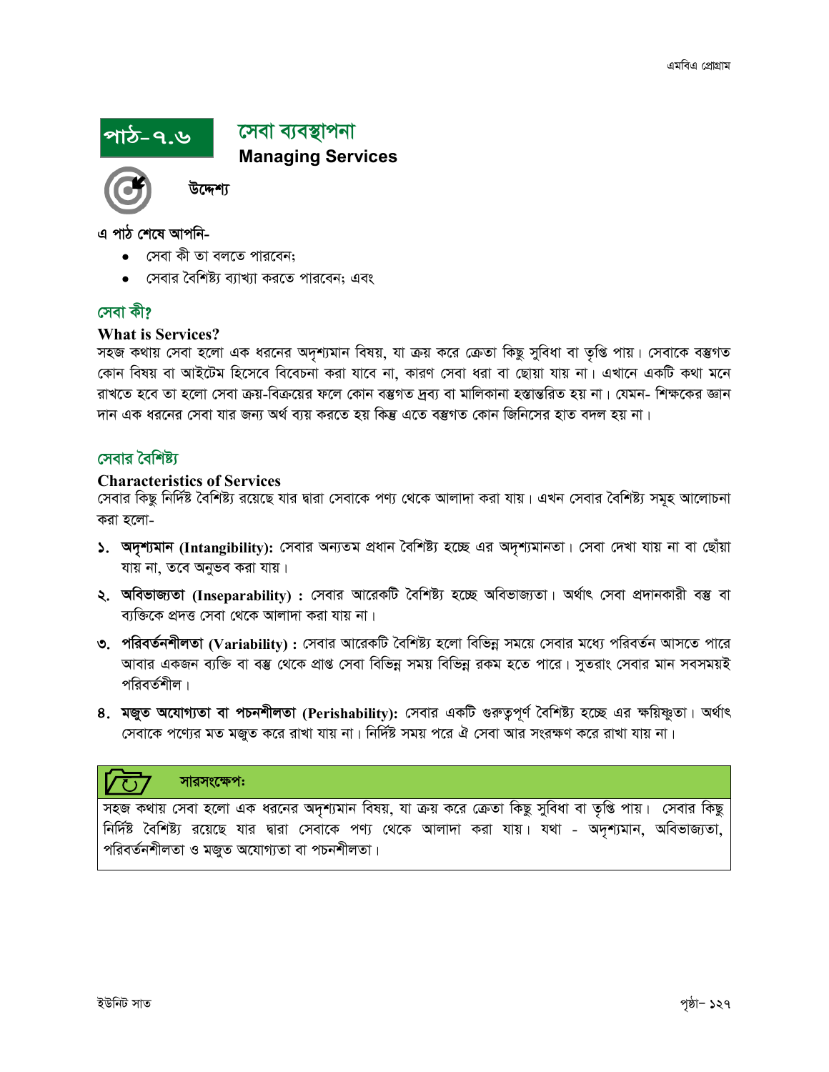# পাঠ-৭.৬ সেবা ব্যবস্থাপনা

## Managing Services

**উদ্দেশ্য**

**এ পাঠ শেষে আপনি-**

- সেবা কী তা বলতে পারবেন;
- সেবার বৈশিষ্ট্য ব্যাখ্যা করতে পারবেন; এবং

## সেবা কী?

### What is Services?

সহজ কথায় সেবা হলো এক ধরনের অদৃশ্যমান বিষয়, যা ক্রয় করে ক্রেতা কিছু সুবিধা বা তৃপ্তি পায়। সেবাকে বস্তুগত কোন বিষয় বা আইটেম হিসেবে বিবেচনা করা যাবে না, কারণ সেবা ধরা বা ছোয়া যায় না। এখানে একটি কথা মনে রাখতে হবে তা হলো সেবা ক্রয়-বিক্রয়ের ফলে কোন বস্তুগত দ্রব্য বা মালিকানা হস্তান্তরিত হয় না। যেমন- শিক্ষকের জ্ঞান দান এক ধরনের সেবা যার জন্য অর্থ ব্যয় করতে হয় কিন্তু এতে বস্তুগত কোন জিনিসের হাত বদল হয় না।

## সেবার বৈশিষ্ট্য

### Characteristics of Services

সেবার কিছু নির্দিষ্ট বৈশিষ্ট্য রয়েছে যার দ্বারা সেবাকে পণ্য থেকে আলাদা করা যায়। এখন সেবার বৈশিষ্ট্য সমূহ আলোচনা করা হলো-

১. **অদৃশ্যমান (Intangibility):** সেবার অন্যতম প্রধান বৈশিষ্ট্য হচ্ছে এর অদৃশ্যমানতা। সেবা দেখা যায় না বা ছোঁয়া যায় না, তবে অনুভব করা যায়।

২. **অবিভাজ্যতা (Inseparability) :** সেবার আরেকটি বৈশিষ্ট্য হচ্ছে অবিভাজ্যতা। অর্থাৎ সেবা প্রদানকারী বস্তু বা ব্যক্তিকে প্রদত্ত সেবা থেকে আলাদা করা যায় না।

৩. **পরিবর্তনশীলতা (Variability) :** সেবার আরেকটি বৈশিষ্ট্য হলো বিভিন্ন সময়ে সেবার মধ্যে পরিবর্তন আসতে পারে আবার একজন ব্যক্তি বা বস্তু থেকে প্রাপ্ত সেবা বিভিন্ন সময় বিভিন্ন রকম হতে পারে। সুতরাং সেবার মান সবসময়ই পরিবর্তশীল।

৪. **মজুত অযোগ্যতা বা পচনশীলতা (Perishability):** সেবার একটি গুরুত্বপূর্ণ বৈশিষ্ট্য হচ্ছে এর ক্ষয়িষ্ণুতা। অর্থাৎ সেবাকে পণ্যের মত মজুত করে রাখা যায় না। নির্দিষ্ট সময় পরে ঐ সেবা আর সংরক্ষণ করে রাখা যায় না।

**সারসংক্ষেপ:**

সহজ কথায় সেবা হলো এক ধরনের অদৃশ্যমান বিষয়, যা ক্রয় করে ক্রেতা কিছু সুবিধা বা তৃপ্তি পায়। সেবার কিছু নির্দিষ্ট বৈশিষ্ট্য রয়েছে যার দ্বারা সেবাকে পণ্য থেকে আলাদা করা যায়। যথা - অদৃশ্যমান, অবিভাজ্যতা, পরিবর্তনশীলতা ও মজুত অযোগ্যতা বা পচনশীলতা।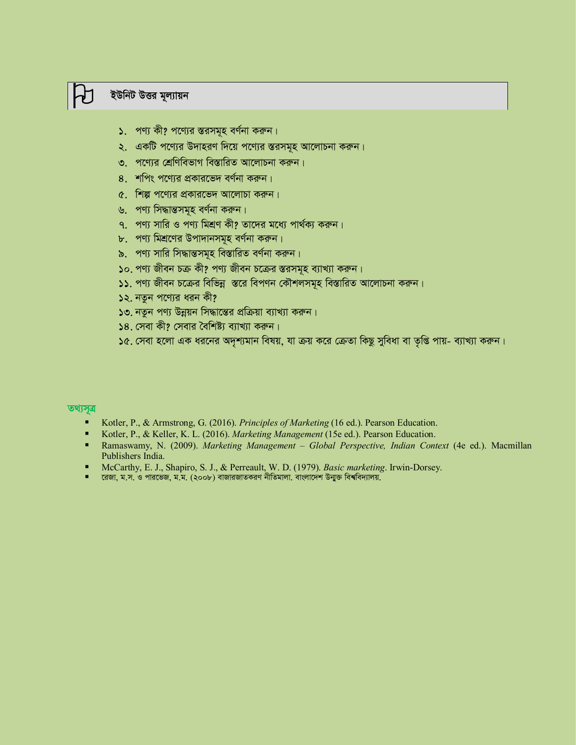## ইউনিট উত্তর মূল্যায়ন

১. পণ্য কী? পণ্যের স্তরসমূহ বর্ণনা করুন।
২. একটি পণ্যের উদাহরণ দিয়ে পণ্যের স্তরসমূহ আলোচনা করুন।
৩. পণ্যের শ্রেণিবিভাগ বিস্তারিত আলোচনা করুন।
৪. শপিং পণ্যের প্রকারভেদ বর্ণনা করুন।
৫. শিল্প পণ্যের প্রকারভেদ আলোচা করুন।
৬. পণ্য সিদ্ধান্তসমূহ বর্ণনা করুন।
৭. পণ্য সারি ও পণ্য মিশ্রণ কী? তাদের মধ্যে পার্থক্য করুন।
৮. পণ্য মিশ্রণের উপাদানসমূহ বর্ণনা করুন।
৯. পণ্য সারি সিদ্ধান্তসমূহ বিস্তারিত বর্ণনা করুন।
১০. পণ্য জীবন চক্র কী? পণ্য জীবন চক্রের স্তরসমূহ ব্যাখ্যা করুন।
১১. পণ্য জীবন চক্রের বিভিন্ন স্তরে বিপণন কৌশলসমূহ বিস্তারিত আলোচনা করুন।
১২. নতুন পণ্যের ধরন কী?
১৩. নতুন পণ্য উন্নয়ন সিদ্ধান্তের প্রক্রিয়া ব্যাখ্যা করুন।
১৪. সেবা কী? সেবার বৈশিষ্ট্য ব্যাখ্যা করুন।
১৫. সেবা হলো এক ধরনের অদৃশ্যমান বিষয়, যা ক্রয় করে ক্রেতা কিছু সুবিধা বা তৃপ্তি পায়- ব্যাখ্যা করুন।

### তথ্যসূত্র

- Kotler, P., & Armstrong, G. (2016). *Principles of Marketing* (16 ed.). Pearson Education.
- Kotler, P., & Keller, K. L. (2016). *Marketing Management* (15e ed.). Pearson Education.
- Ramaswamy, N. (2009). *Marketing Management – Global Perspective, Indian Context* (4e ed.). Macmillan Publishers India.
- McCarthy, E. J., Shapiro, S. J., & Perreault, W. D. (1979). *Basic marketing*. Irwin-Dorsey.
- রেজা, ম.স. ও পারভেজ, ম.ম. (২০০৮) বাজারজাতকরণ নীতিমালা. বাংলাদেশ উন্মুক্ত বিশ্ববিদ্যালয়.